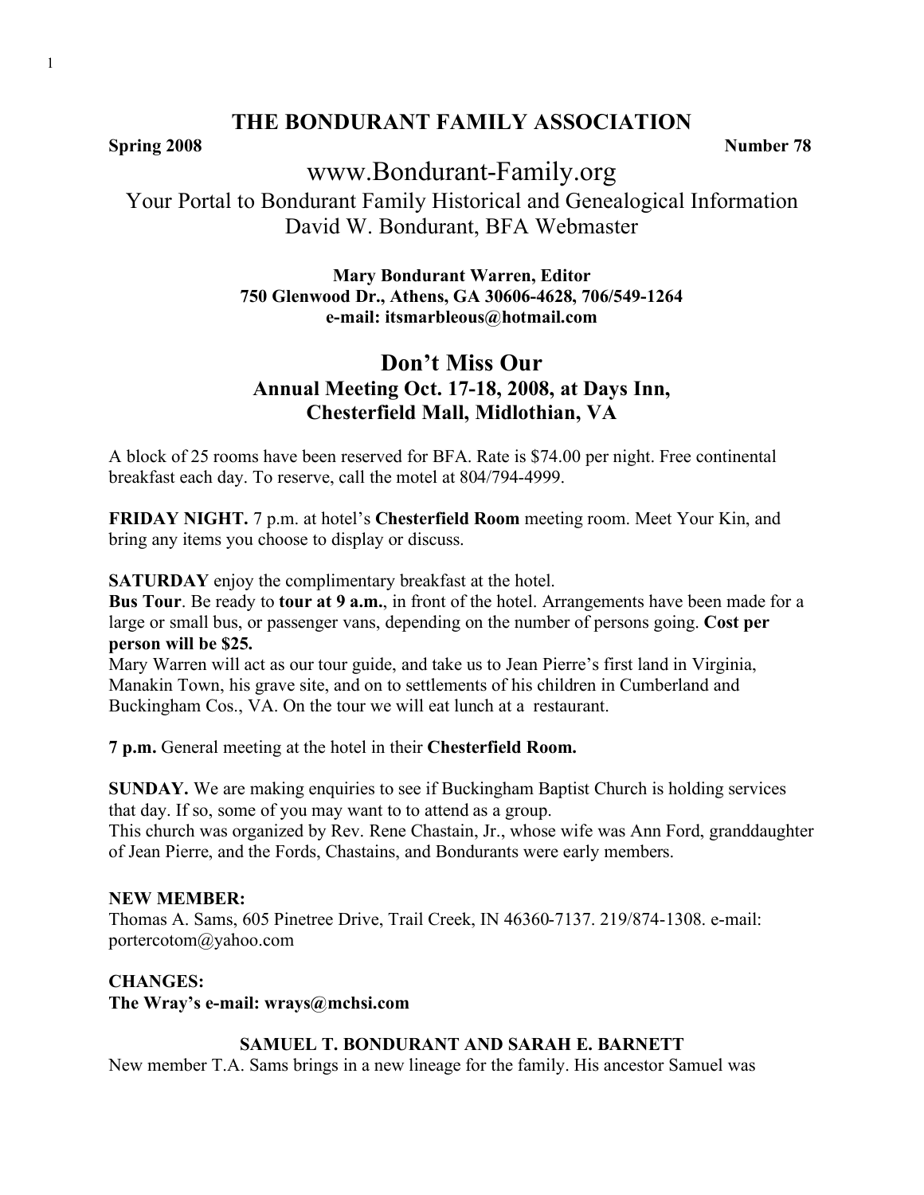# THE BONDURANT FAMILY ASSOCIATION

**Spring 2008** **Number 78**

www.Bondurant-Family.org

Your Portal to Bondurant Family Historical and Genealogical Information

David W. Bondurant, BFA Webmaster

**Mary Bondurant Warren, Editor**
**750 Glenwood Dr., Athens, GA 30606-4628, 706/549-1264**
**e-mail: itsmarbleous@hotmail.com**

## Don't Miss Our
### Annual Meeting Oct. 17-18, 2008, at Days Inn, Chesterfield Mall, Midlothian, VA

A block of 25 rooms have been reserved for BFA. Rate is $74.00 per night. Free continental breakfast each day. To reserve, call the motel at 804/794-4999.

**FRIDAY NIGHT.** 7 p.m. at hotel's **Chesterfield Room** meeting room. Meet Your Kin, and bring any items you choose to display or discuss.

**SATURDAY** enjoy the complimentary breakfast at the hotel.
**Bus Tour**. Be ready to **tour at 9 a.m.**, in front of the hotel. Arrangements have been made for a large or small bus, or passenger vans, depending on the number of persons going. **Cost per person will be $25.**
Mary Warren will act as our tour guide, and take us to Jean Pierre's first land in Virginia, Manakin Town, his grave site, and on to settlements of his children in Cumberland and Buckingham Cos., VA. On the tour we will eat lunch at a restaurant.

**7 p.m.** General meeting at the hotel in their **Chesterfield Room.**

**SUNDAY.** We are making enquiries to see if Buckingham Baptist Church is holding services that day. If so, some of you may want to to attend as a group.
This church was organized by Rev. Rene Chastain, Jr., whose wife was Ann Ford, granddaughter of Jean Pierre, and the Fords, Chastains, and Bondurants were early members.

**NEW MEMBER:**
Thomas A. Sams, 605 Pinetree Drive, Trail Creek, IN 46360-7137. 219/874-1308. e-mail: portercotom@yahoo.com

**CHANGES:**
**The Wray's e-mail: wrays@mchsi.com**

### SAMUEL T. BONDURANT AND SARAH E. BARNETT

New member T.A. Sams brings in a new lineage for the family. His ancestor Samuel was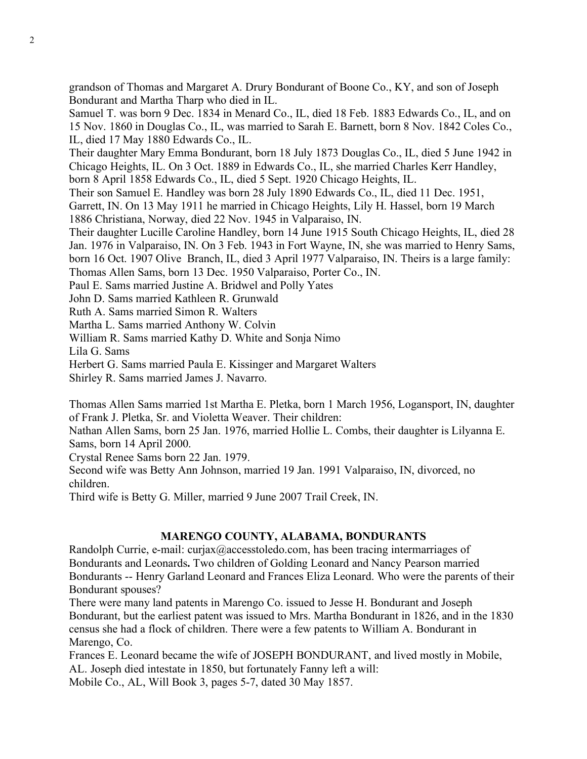grandson of Thomas and Margaret A. Drury Bondurant of Boone Co., KY, and son of Joseph Bondurant and Martha Tharp who died in IL.

Samuel T. was born 9 Dec. 1834 in Menard Co., IL, died 18 Feb. 1883 Edwards Co., IL, and on 15 Nov. 1860 in Douglas Co., IL, was married to Sarah E. Barnett, born 8 Nov. 1842 Coles Co., IL, died 17 May 1880 Edwards Co., IL.

Their daughter Mary Emma Bondurant, born 18 July 1873 Douglas Co., IL, died 5 June 1942 in Chicago Heights, IL. On 3 Oct. 1889 in Edwards Co., IL, she married Charles Kerr Handley, born 8 April 1858 Edwards Co., IL, died 5 Sept. 1920 Chicago Heights, IL.

Their son Samuel E. Handley was born 28 July 1890 Edwards Co., IL, died 11 Dec. 1951, Garrett, IN. On 13 May 1911 he married in Chicago Heights, Lily H. Hassel, born 19 March 1886 Christiana, Norway, died 22 Nov. 1945 in Valparaiso, IN.

Their daughter Lucille Caroline Handley, born 14 June 1915 South Chicago Heights, IL, died 28 Jan. 1976 in Valparaiso, IN. On 3 Feb. 1943 in Fort Wayne, IN, she was married to Henry Sams, born 16 Oct. 1907 Olive Branch, IL, died 3 April 1977 Valparaiso, IN. Theirs is a large family:

Thomas Allen Sams, born 13 Dec. 1950 Valparaiso, Porter Co., IN.
Paul E. Sams married Justine A. Bridwel and Polly Yates
John D. Sams married Kathleen R. Grunwald
Ruth A. Sams married Simon R. Walters
Martha L. Sams married Anthony W. Colvin
William R. Sams married Kathy D. White and Sonja Nimo
Lila G. Sams
Herbert G. Sams married Paula E. Kissinger and Margaret Walters
Shirley R. Sams married James J. Navarro.

Thomas Allen Sams married 1st Martha E. Pletka, born 1 March 1956, Logansport, IN, daughter of Frank J. Pletka, Sr. and Violetta Weaver. Their children:

Nathan Allen Sams, born 25 Jan. 1976, married Hollie L. Combs, their daughter is Lilyanna E. Sams, born 14 April 2000.

Crystal Renee Sams born 22 Jan. 1979.

Second wife was Betty Ann Johnson, married 19 Jan. 1991 Valparaiso, IN, divorced, no children.

Third wife is Betty G. Miller, married 9 June 2007 Trail Creek, IN.

## MARENGO COUNTY, ALABAMA, BONDURANTS

Randolph Currie, e-mail: curjax@accesstoledo.com, has been tracing intermarriages of Bondurants and Leonards**.** Two children of Golding Leonard and Nancy Pearson married Bondurants -- Henry Garland Leonard and Frances Eliza Leonard. Who were the parents of their Bondurant spouses?

There were many land patents in Marengo Co. issued to Jesse H. Bondurant and Joseph Bondurant, but the earliest patent was issued to Mrs. Martha Bondurant in 1826, and in the 1830 census she had a flock of children. There were a few patents to William A. Bondurant in Marengo, Co.

Frances E. Leonard became the wife of JOSEPH BONDURANT, and lived mostly in Mobile, AL. Joseph died intestate in 1850, but fortunately Fanny left a will:

Mobile Co., AL, Will Book 3, pages 5-7, dated 30 May 1857.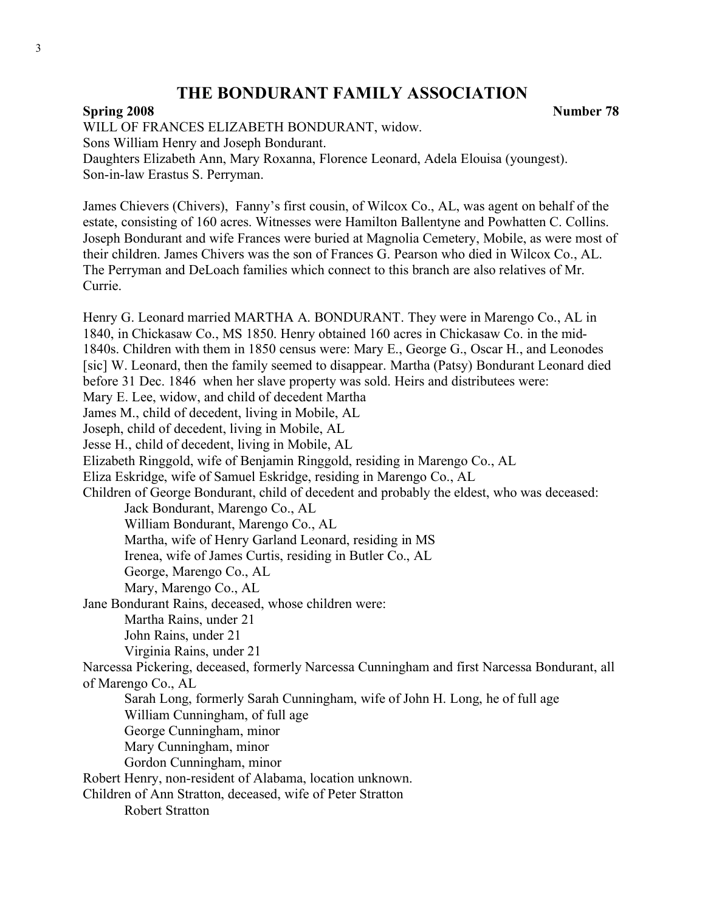# THE BONDURANT FAMILY ASSOCIATION

**Spring 2008** **Number 78**

WILL OF FRANCES ELIZABETH BONDURANT, widow.
Sons William Henry and Joseph Bondurant.
Daughters Elizabeth Ann, Mary Roxanna, Florence Leonard, Adela Elouisa (youngest).
Son-in-law Erastus S. Perryman.

James Chievers (Chivers), Fanny's first cousin, of Wilcox Co., AL, was agent on behalf of the estate, consisting of 160 acres. Witnesses were Hamilton Ballentyne and Powhatten C. Collins. Joseph Bondurant and wife Frances were buried at Magnolia Cemetery, Mobile, as were most of their children. James Chivers was the son of Frances G. Pearson who died in Wilcox Co., AL. The Perryman and DeLoach families which connect to this branch are also relatives of Mr. Currie.

Henry G. Leonard married MARTHA A. BONDURANT. They were in Marengo Co., AL in 1840, in Chickasaw Co., MS 1850. Henry obtained 160 acres in Chickasaw Co. in the mid-1840s. Children with them in 1850 census were: Mary E., George G., Oscar H., and Leonodes [sic] W. Leonard, then the family seemed to disappear. Martha (Patsy) Bondurant Leonard died before 31 Dec. 1846 when her slave property was sold. Heirs and distributees were:

Mary E. Lee, widow, and child of decedent Martha
James M., child of decedent, living in Mobile, AL
Joseph, child of decedent, living in Mobile, AL
Jesse H., child of decedent, living in Mobile, AL
Elizabeth Ringgold, wife of Benjamin Ringgold, residing in Marengo Co., AL
Eliza Eskridge, wife of Samuel Eskridge, residing in Marengo Co., AL
Children of George Bondurant, child of decedent and probably the eldest, who was deceased:

- Jack Bondurant, Marengo Co., AL
- William Bondurant, Marengo Co., AL
- Martha, wife of Henry Garland Leonard, residing in MS
- Irenea, wife of James Curtis, residing in Butler Co., AL
- George, Marengo Co., AL
- Mary, Marengo Co., AL

Jane Bondurant Rains, deceased, whose children were:

- Martha Rains, under 21
- John Rains, under 21
- Virginia Rains, under 21

Narcessa Pickering, deceased, formerly Narcessa Cunningham and first Narcessa Bondurant, all of Marengo Co., AL

- Sarah Long, formerly Sarah Cunningham, wife of John H. Long, he of full age
- William Cunningham, of full age
- George Cunningham, minor
- Mary Cunningham, minor
- Gordon Cunningham, minor

Robert Henry, non-resident of Alabama, location unknown.
Children of Ann Stratton, deceased, wife of Peter Stratton

- Robert Stratton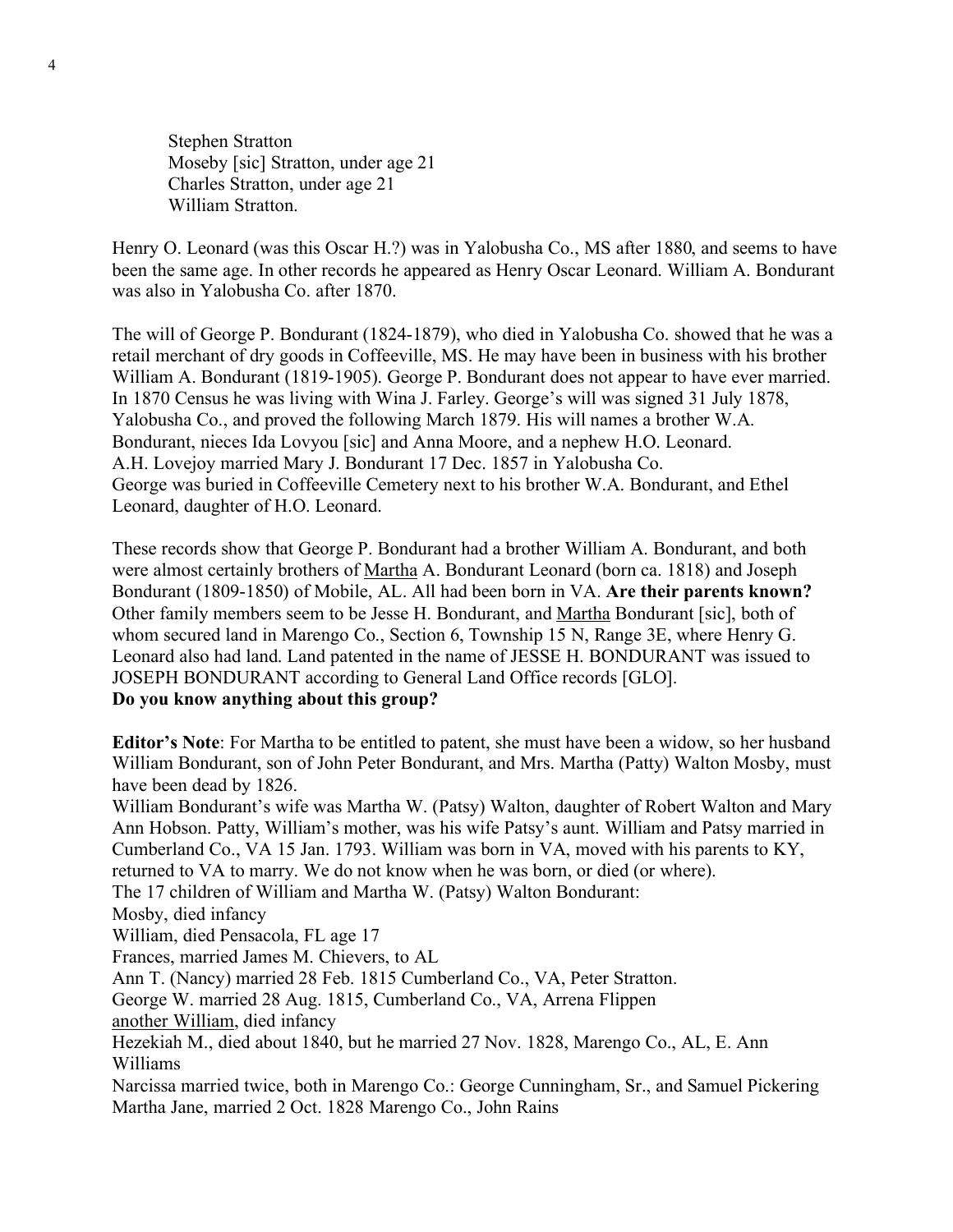Stephen Stratton
Moseby [sic] Stratton, under age 21
Charles Stratton, under age 21
William Stratton.

Henry O. Leonard (was this Oscar H.?) was in Yalobusha Co., MS after 1880, and seems to have been the same age. In other records he appeared as Henry Oscar Leonard. William A. Bondurant was also in Yalobusha Co. after 1870.

The will of George P. Bondurant (1824-1879), who died in Yalobusha Co. showed that he was a retail merchant of dry goods in Coffeeville, MS. He may have been in business with his brother William A. Bondurant (1819-1905). George P. Bondurant does not appear to have ever married. In 1870 Census he was living with Wina J. Farley. George's will was signed 31 July 1878, Yalobusha Co., and proved the following March 1879. His will names a brother W.A. Bondurant, nieces Ida Lovyou [sic] and Anna Moore, and a nephew H.O. Leonard.
A.H. Lovejoy married Mary J. Bondurant 17 Dec. 1857 in Yalobusha Co.
George was buried in Coffeeville Cemetery next to his brother W.A. Bondurant, and Ethel Leonard, daughter of H.O. Leonard.

These records show that George P. Bondurant had a brother William A. Bondurant, and both were almost certainly brothers of <u>Martha</u> A. Bondurant Leonard (born ca. 1818) and Joseph Bondurant (1809-1850) of Mobile, AL. All had been born in VA. **Are their parents known?** Other family members seem to be Jesse H. Bondurant, and <u>Martha</u> Bondurant [sic], both of whom secured land in Marengo Co., Section 6, Township 15 N, Range 3E, where Henry G. Leonard also had land. Land patented in the name of JESSE H. BONDURANT was issued to JOSEPH BONDURANT according to General Land Office records [GLO].
**Do you know anything about this group?**

**Editor's Note**: For Martha to be entitled to patent, she must have been a widow, so her husband William Bondurant, son of John Peter Bondurant, and Mrs. Martha (Patty) Walton Mosby, must have been dead by 1826.
William Bondurant's wife was Martha W. (Patsy) Walton, daughter of Robert Walton and Mary Ann Hobson. Patty, William's mother, was his wife Patsy's aunt. William and Patsy married in Cumberland Co., VA 15 Jan. 1793. William was born in VA, moved with his parents to KY, returned to VA to marry. We do not know when he was born, or died (or where).
The 17 children of William and Martha W. (Patsy) Walton Bondurant:
Mosby, died infancy
William, died Pensacola, FL age 17
Frances, married James M. Chievers, to AL
Ann T. (Nancy) married 28 Feb. 1815 Cumberland Co., VA, Peter Stratton.
George W. married 28 Aug. 1815, Cumberland Co., VA, Arrena Flippen
<u>another William</u>, died infancy
Hezekiah M., died about 1840, but he married 27 Nov. 1828, Marengo Co., AL, E. Ann Williams
Narcissa married twice, both in Marengo Co.: George Cunningham, Sr., and Samuel Pickering
Martha Jane, married 2 Oct. 1828 Marengo Co., John Rains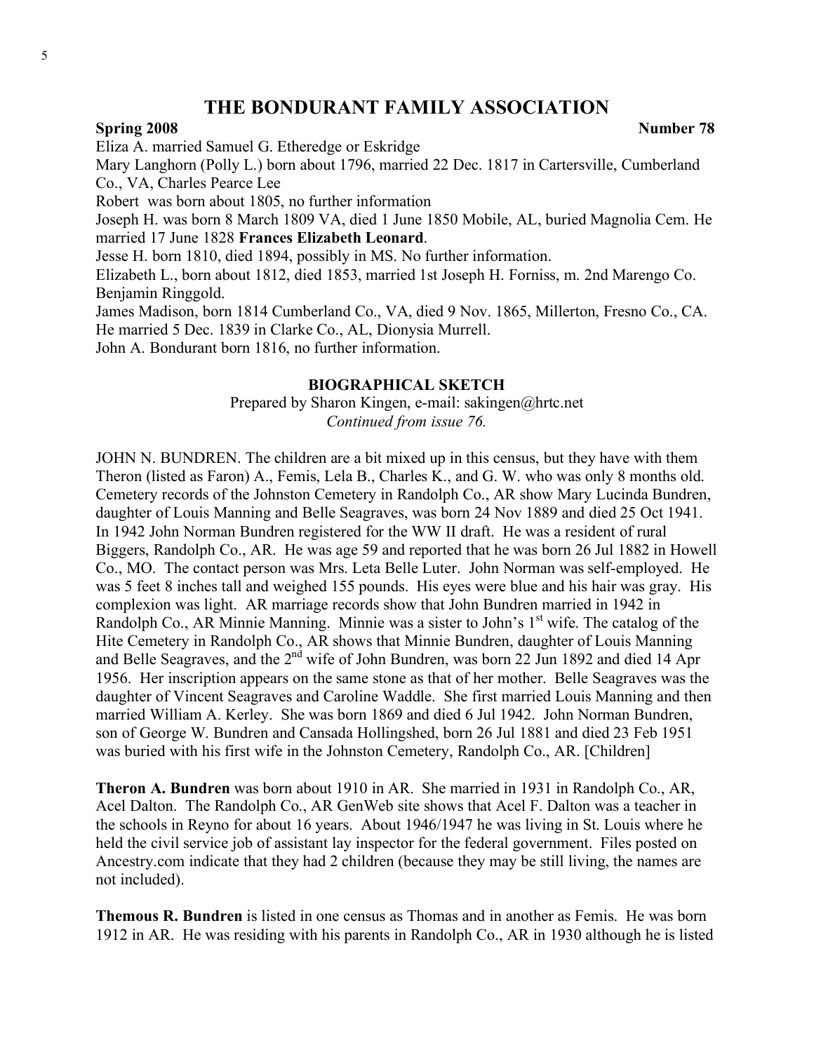Eliza A. married Samuel G. Etheredge or Eskridge

Mary Langhorn (Polly L.) born about 1796, married 22 Dec. 1817 in Cartersville, Cumberland Co., VA, Charles Pearce Lee

Robert was born about 1805, no further information

Joseph H. was born 8 March 1809 VA, died 1 June 1850 Mobile, AL, buried Magnolia Cem. He married 17 June 1828 **Frances Elizabeth Leonard**.

Jesse H. born 1810, died 1894, possibly in MS. No further information.

Elizabeth L., born about 1812, died 1853, married 1st Joseph H. Forniss, m. 2nd Marengo Co. Benjamin Ringgold.

James Madison, born 1814 Cumberland Co., VA, died 9 Nov. 1865, Millerton, Fresno Co., CA. He married 5 Dec. 1839 in Clarke Co., AL, Dionysia Murrell.

John A. Bondurant born 1816, no further information.

### BIOGRAPHICAL SKETCH

Prepared by Sharon Kingen, e-mail: sakingen@hrtc.net

*Continued from issue 76.*

JOHN N. BUNDREN. The children are a bit mixed up in this census, but they have with them Theron (listed as Faron) A., Femis, Lela B., Charles K., and G. W. who was only 8 months old. Cemetery records of the Johnston Cemetery in Randolph Co., AR show Mary Lucinda Bundren, daughter of Louis Manning and Belle Seagraves, was born 24 Nov 1889 and died 25 Oct 1941. In 1942 John Norman Bundren registered for the WW II draft. He was a resident of rural Biggers, Randolph Co., AR. He was age 59 and reported that he was born 26 Jul 1882 in Howell Co., MO. The contact person was Mrs. Leta Belle Luter. John Norman was self-employed. He was 5 feet 8 inches tall and weighed 155 pounds. His eyes were blue and his hair was gray. His complexion was light. AR marriage records show that John Bundren married in 1942 in Randolph Co., AR Minnie Manning. Minnie was a sister to John's 1st wife. The catalog of the Hite Cemetery in Randolph Co., AR shows that Minnie Bundren, daughter of Louis Manning and Belle Seagraves, and the 2nd wife of John Bundren, was born 22 Jun 1892 and died 14 Apr 1956. Her inscription appears on the same stone as that of her mother. Belle Seagraves was the daughter of Vincent Seagraves and Caroline Waddle. She first married Louis Manning and then married William A. Kerley. She was born 1869 and died 6 Jul 1942. John Norman Bundren, son of George W. Bundren and Cansada Hollingshed, born 26 Jul 1881 and died 23 Feb 1951 was buried with his first wife in the Johnston Cemetery, Randolph Co., AR. [Children]

**Theron A. Bundren** was born about 1910 in AR. She married in 1931 in Randolph Co., AR, Acel Dalton. The Randolph Co., AR GenWeb site shows that Acel F. Dalton was a teacher in the schools in Reyno for about 16 years. About 1946/1947 he was living in St. Louis where he held the civil service job of assistant lay inspector for the federal government. Files posted on Ancestry.com indicate that they had 2 children (because they may be still living, the names are not included).

**Themous R. Bundren** is listed in one census as Thomas and in another as Femis. He was born 1912 in AR. He was residing with his parents in Randolph Co., AR in 1930 although he is listed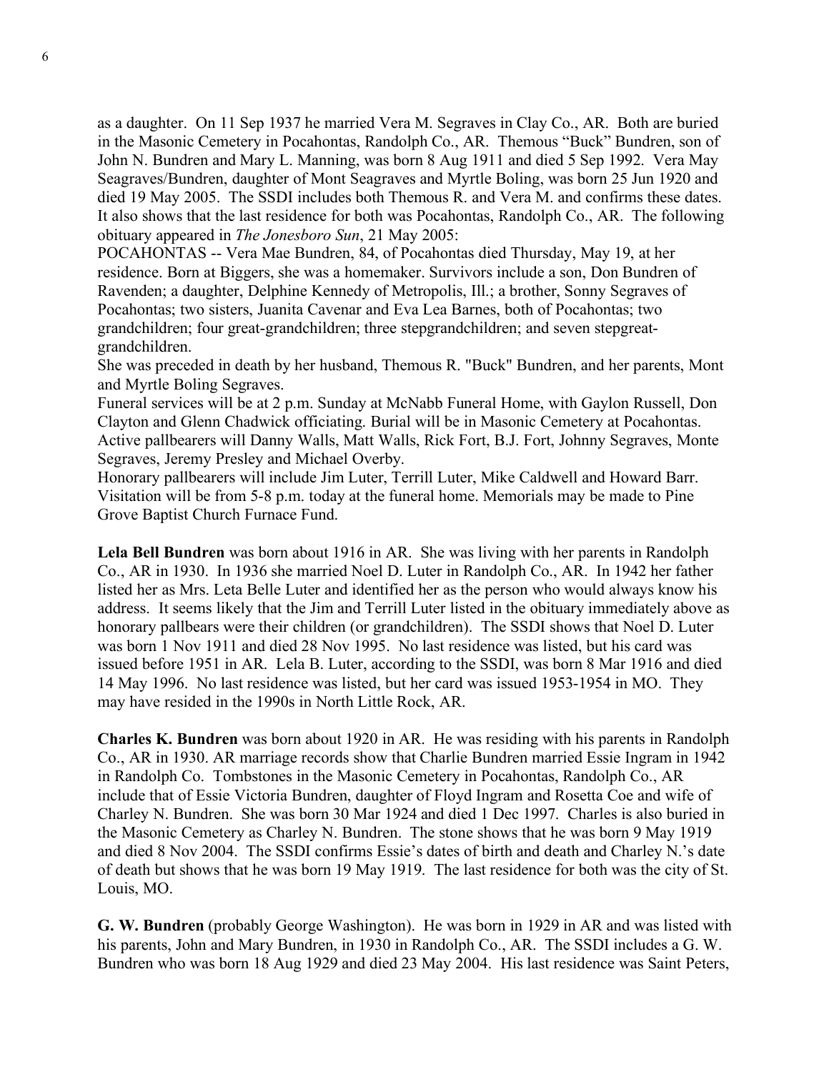as a daughter. On 11 Sep 1937 he married Vera M. Segraves in Clay Co., AR. Both are buried in the Masonic Cemetery in Pocahontas, Randolph Co., AR. Themous "Buck" Bundren, son of John N. Bundren and Mary L. Manning, was born 8 Aug 1911 and died 5 Sep 1992. Vera May Seagraves/Bundren, daughter of Mont Seagraves and Myrtle Boling, was born 25 Jun 1920 and died 19 May 2005. The SSDI includes both Themous R. and Vera M. and confirms these dates. It also shows that the last residence for both was Pocahontas, Randolph Co., AR. The following obituary appeared in *The Jonesboro Sun*, 21 May 2005:

POCAHONTAS -- Vera Mae Bundren, 84, of Pocahontas died Thursday, May 19, at her residence. Born at Biggers, she was a homemaker. Survivors include a son, Don Bundren of Ravenden; a daughter, Delphine Kennedy of Metropolis, Ill.; a brother, Sonny Segraves of Pocahontas; two sisters, Juanita Cavenar and Eva Lea Barnes, both of Pocahontas; two grandchildren; four great-grandchildren; three stepgrandchildren; and seven stepgreat-grandchildren.

She was preceded in death by her husband, Themous R. "Buck" Bundren, and her parents, Mont and Myrtle Boling Segraves.

Funeral services will be at 2 p.m. Sunday at McNabb Funeral Home, with Gaylon Russell, Don Clayton and Glenn Chadwick officiating. Burial will be in Masonic Cemetery at Pocahontas. Active pallbearers will Danny Walls, Matt Walls, Rick Fort, B.J. Fort, Johnny Segraves, Monte Segraves, Jeremy Presley and Michael Overby.

Honorary pallbearers will include Jim Luter, Terrill Luter, Mike Caldwell and Howard Barr. Visitation will be from 5-8 p.m. today at the funeral home. Memorials may be made to Pine Grove Baptist Church Furnace Fund.

**Lela Bell Bundren** was born about 1916 in AR. She was living with her parents in Randolph Co., AR in 1930. In 1936 she married Noel D. Luter in Randolph Co., AR. In 1942 her father listed her as Mrs. Leta Belle Luter and identified her as the person who would always know his address. It seems likely that the Jim and Terrill Luter listed in the obituary immediately above as honorary pallbears were their children (or grandchildren). The SSDI shows that Noel D. Luter was born 1 Nov 1911 and died 28 Nov 1995. No last residence was listed, but his card was issued before 1951 in AR. Lela B. Luter, according to the SSDI, was born 8 Mar 1916 and died 14 May 1996. No last residence was listed, but her card was issued 1953-1954 in MO. They may have resided in the 1990s in North Little Rock, AR.

**Charles K. Bundren** was born about 1920 in AR. He was residing with his parents in Randolph Co., AR in 1930. AR marriage records show that Charlie Bundren married Essie Ingram in 1942 in Randolph Co. Tombstones in the Masonic Cemetery in Pocahontas, Randolph Co., AR include that of Essie Victoria Bundren, daughter of Floyd Ingram and Rosetta Coe and wife of Charley N. Bundren. She was born 30 Mar 1924 and died 1 Dec 1997. Charles is also buried in the Masonic Cemetery as Charley N. Bundren. The stone shows that he was born 9 May 1919 and died 8 Nov 2004. The SSDI confirms Essie's dates of birth and death and Charley N.'s date of death but shows that he was born 19 May 1919. The last residence for both was the city of St. Louis, MO.

**G. W. Bundren** (probably George Washington). He was born in 1929 in AR and was listed with his parents, John and Mary Bundren, in 1930 in Randolph Co., AR. The SSDI includes a G. W. Bundren who was born 18 Aug 1929 and died 23 May 2004. His last residence was Saint Peters,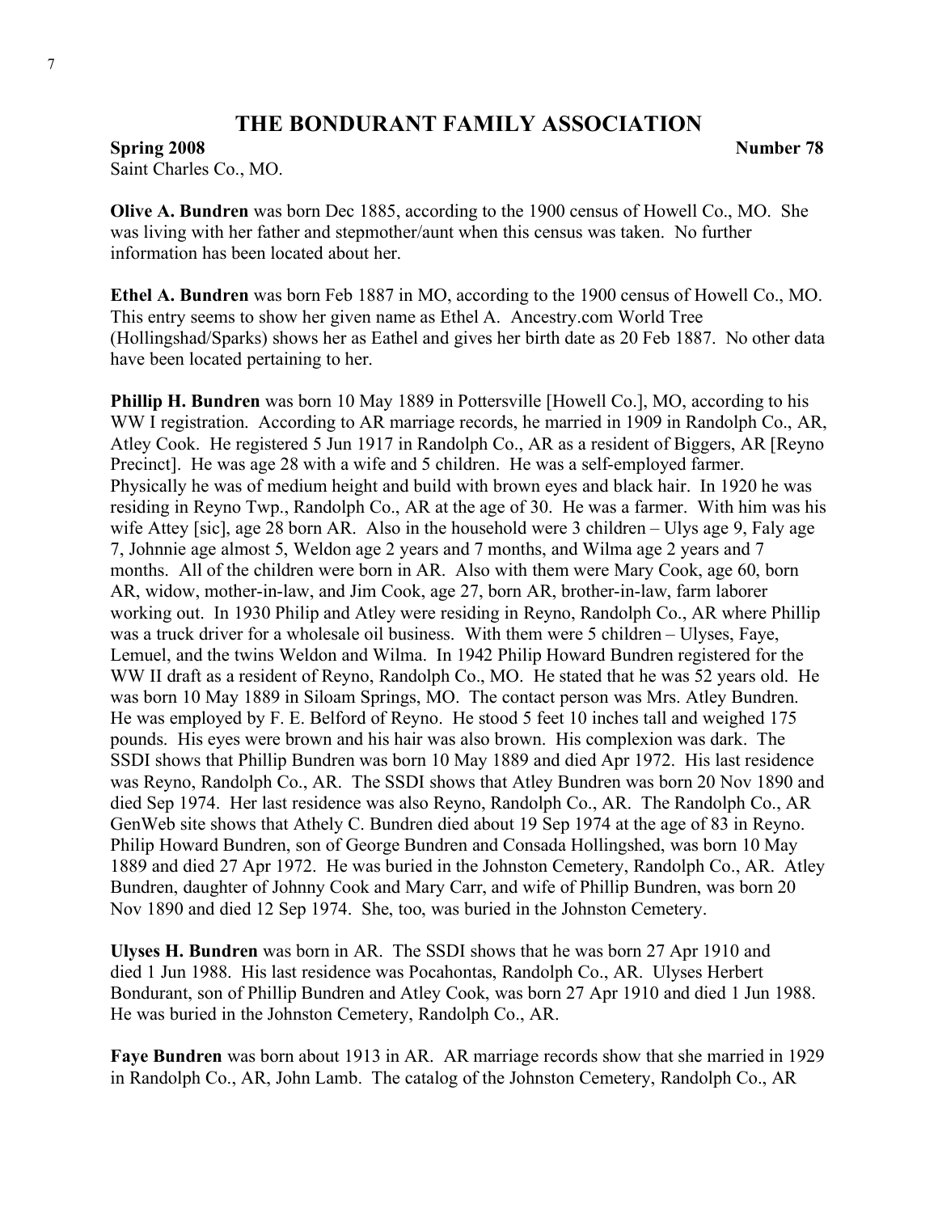# THE BONDURANT FAMILY ASSOCIATION

**Spring 2008** **Number 78**

Saint Charles Co., MO.

**Olive A. Bundren** was born Dec 1885, according to the 1900 census of Howell Co., MO. She was living with her father and stepmother/aunt when this census was taken. No further information has been located about her.

**Ethel A. Bundren** was born Feb 1887 in MO, according to the 1900 census of Howell Co., MO. This entry seems to show her given name as Ethel A. Ancestry.com World Tree (Hollingshad/Sparks) shows her as Eathel and gives her birth date as 20 Feb 1887. No other data have been located pertaining to her.

**Phillip H. Bundren** was born 10 May 1889 in Pottersville [Howell Co.], MO, according to his WW I registration. According to AR marriage records, he married in 1909 in Randolph Co., AR, Atley Cook. He registered 5 Jun 1917 in Randolph Co., AR as a resident of Biggers, AR [Reyno Precinct]. He was age 28 with a wife and 5 children. He was a self-employed farmer. Physically he was of medium height and build with brown eyes and black hair. In 1920 he was residing in Reyno Twp., Randolph Co., AR at the age of 30. He was a farmer. With him was his wife Attey [sic], age 28 born AR. Also in the household were 3 children – Ulys age 9, Faly age 7, Johnnie age almost 5, Weldon age 2 years and 7 months, and Wilma age 2 years and 7 months. All of the children were born in AR. Also with them were Mary Cook, age 60, born AR, widow, mother-in-law, and Jim Cook, age 27, born AR, brother-in-law, farm laborer working out. In 1930 Philip and Atley were residing in Reyno, Randolph Co., AR where Phillip was a truck driver for a wholesale oil business. With them were 5 children – Ulyses, Faye, Lemuel, and the twins Weldon and Wilma. In 1942 Philip Howard Bundren registered for the WW II draft as a resident of Reyno, Randolph Co., MO. He stated that he was 52 years old. He was born 10 May 1889 in Siloam Springs, MO. The contact person was Mrs. Atley Bundren. He was employed by F. E. Belford of Reyno. He stood 5 feet 10 inches tall and weighed 175 pounds. His eyes were brown and his hair was also brown. His complexion was dark. The SSDI shows that Phillip Bundren was born 10 May 1889 and died Apr 1972. His last residence was Reyno, Randolph Co., AR. The SSDI shows that Atley Bundren was born 20 Nov 1890 and died Sep 1974. Her last residence was also Reyno, Randolph Co., AR. The Randolph Co., AR GenWeb site shows that Athely C. Bundren died about 19 Sep 1974 at the age of 83 in Reyno. Philip Howard Bundren, son of George Bundren and Consada Hollingshed, was born 10 May 1889 and died 27 Apr 1972. He was buried in the Johnston Cemetery, Randolph Co., AR. Atley Bundren, daughter of Johnny Cook and Mary Carr, and wife of Phillip Bundren, was born 20 Nov 1890 and died 12 Sep 1974. She, too, was buried in the Johnston Cemetery.

**Ulyses H. Bundren** was born in AR. The SSDI shows that he was born 27 Apr 1910 and died 1 Jun 1988. His last residence was Pocahontas, Randolph Co., AR. Ulyses Herbert Bondurant, son of Phillip Bundren and Atley Cook, was born 27 Apr 1910 and died 1 Jun 1988. He was buried in the Johnston Cemetery, Randolph Co., AR.

**Faye Bundren** was born about 1913 in AR. AR marriage records show that she married in 1929 in Randolph Co., AR, John Lamb. The catalog of the Johnston Cemetery, Randolph Co., AR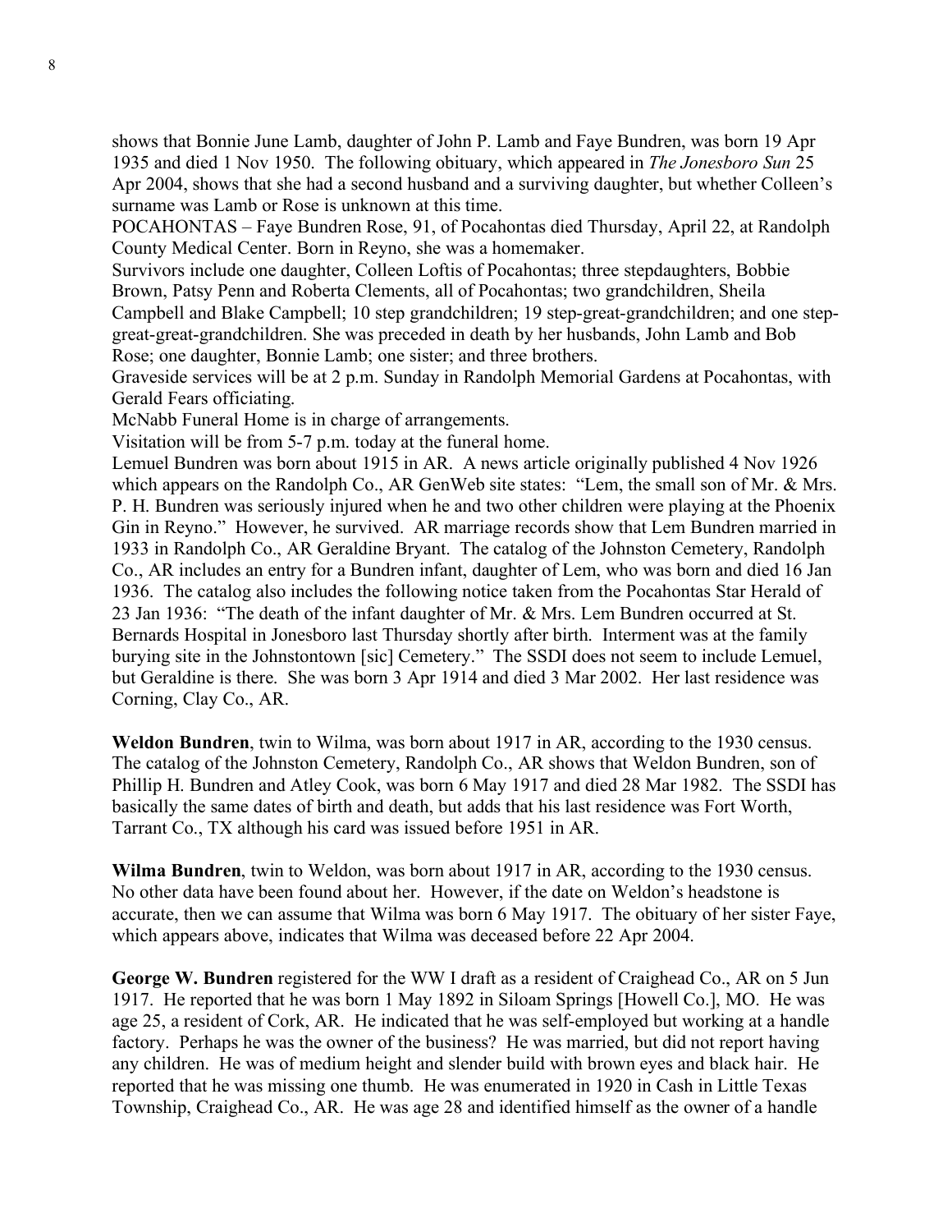shows that Bonnie June Lamb, daughter of John P. Lamb and Faye Bundren, was born 19 Apr 1935 and died 1 Nov 1950. The following obituary, which appeared in *The Jonesboro Sun* 25 Apr 2004, shows that she had a second husband and a surviving daughter, but whether Colleen's surname was Lamb or Rose is unknown at this time.

POCAHONTAS – Faye Bundren Rose, 91, of Pocahontas died Thursday, April 22, at Randolph County Medical Center. Born in Reyno, she was a homemaker.

Survivors include one daughter, Colleen Loftis of Pocahontas; three stepdaughters, Bobbie Brown, Patsy Penn and Roberta Clements, all of Pocahontas; two grandchildren, Sheila Campbell and Blake Campbell; 10 step grandchildren; 19 step-great-grandchildren; and one step-great-great-grandchildren. She was preceded in death by her husbands, John Lamb and Bob Rose; one daughter, Bonnie Lamb; one sister; and three brothers.

Graveside services will be at 2 p.m. Sunday in Randolph Memorial Gardens at Pocahontas, with Gerald Fears officiating.

McNabb Funeral Home is in charge of arrangements.

Visitation will be from 5-7 p.m. today at the funeral home.

Lemuel Bundren was born about 1915 in AR. A news article originally published 4 Nov 1926 which appears on the Randolph Co., AR GenWeb site states: "Lem, the small son of Mr. & Mrs. P. H. Bundren was seriously injured when he and two other children were playing at the Phoenix Gin in Reyno." However, he survived. AR marriage records show that Lem Bundren married in 1933 in Randolph Co., AR Geraldine Bryant. The catalog of the Johnston Cemetery, Randolph Co., AR includes an entry for a Bundren infant, daughter of Lem, who was born and died 16 Jan 1936. The catalog also includes the following notice taken from the Pocahontas Star Herald of 23 Jan 1936: "The death of the infant daughter of Mr. & Mrs. Lem Bundren occurred at St. Bernards Hospital in Jonesboro last Thursday shortly after birth. Interment was at the family burying site in the Johnstontown [sic] Cemetery." The SSDI does not seem to include Lemuel, but Geraldine is there. She was born 3 Apr 1914 and died 3 Mar 2002. Her last residence was Corning, Clay Co., AR.

**Weldon Bundren**, twin to Wilma, was born about 1917 in AR, according to the 1930 census. The catalog of the Johnston Cemetery, Randolph Co., AR shows that Weldon Bundren, son of Phillip H. Bundren and Atley Cook, was born 6 May 1917 and died 28 Mar 1982. The SSDI has basically the same dates of birth and death, but adds that his last residence was Fort Worth, Tarrant Co., TX although his card was issued before 1951 in AR.

**Wilma Bundren**, twin to Weldon, was born about 1917 in AR, according to the 1930 census. No other data have been found about her. However, if the date on Weldon's headstone is accurate, then we can assume that Wilma was born 6 May 1917. The obituary of her sister Faye, which appears above, indicates that Wilma was deceased before 22 Apr 2004.

**George W. Bundren** registered for the WW I draft as a resident of Craighead Co., AR on 5 Jun 1917. He reported that he was born 1 May 1892 in Siloam Springs [Howell Co.], MO. He was age 25, a resident of Cork, AR. He indicated that he was self-employed but working at a handle factory. Perhaps he was the owner of the business? He was married, but did not report having any children. He was of medium height and slender build with brown eyes and black hair. He reported that he was missing one thumb. He was enumerated in 1920 in Cash in Little Texas Township, Craighead Co., AR. He was age 28 and identified himself as the owner of a handle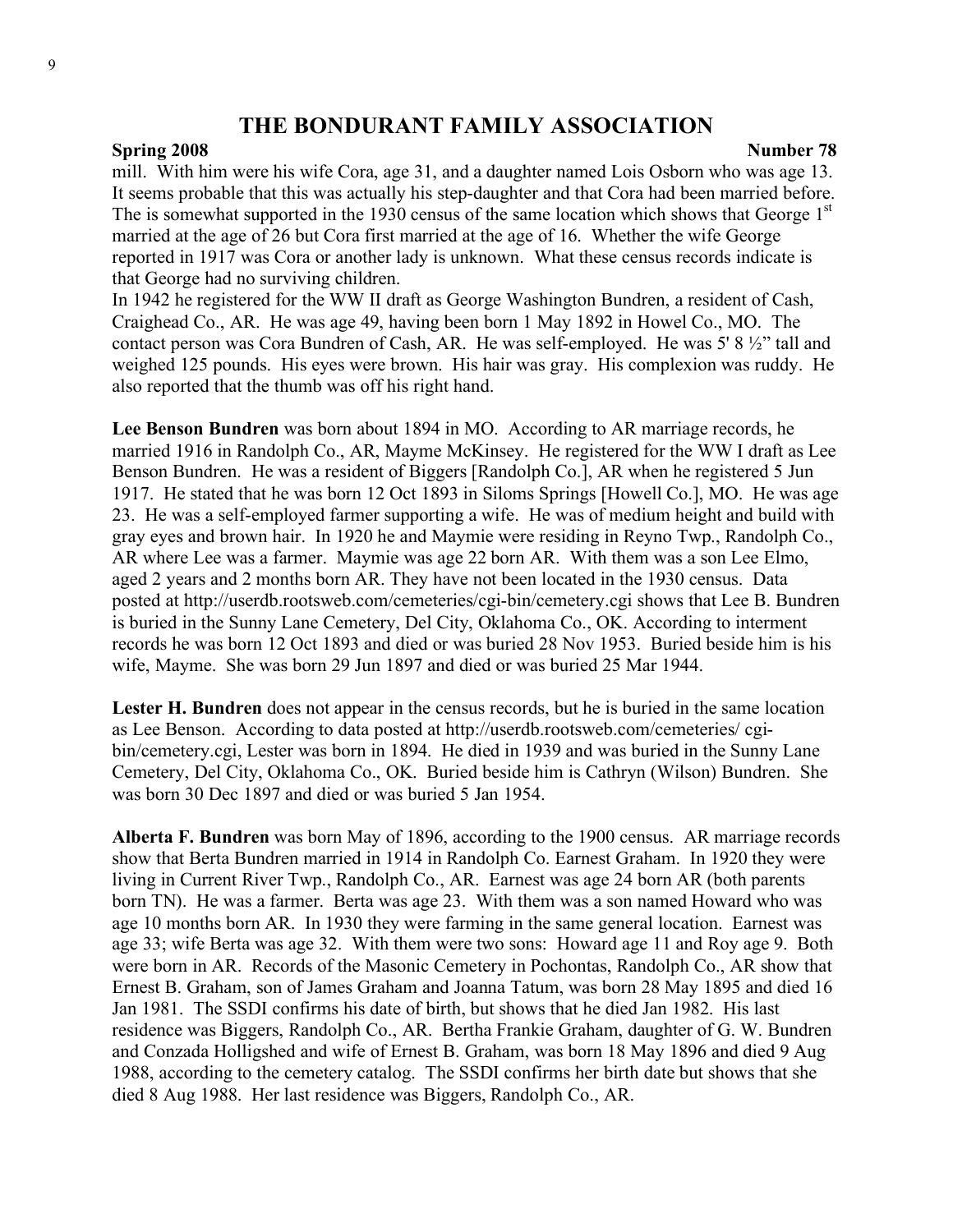mill. With him were his wife Cora, age 31, and a daughter named Lois Osborn who was age 13. It seems probable that this was actually his step-daughter and that Cora had been married before. The is somewhat supported in the 1930 census of the same location which shows that George 1st married at the age of 26 but Cora first married at the age of 16. Whether the wife George reported in 1917 was Cora or another lady is unknown. What these census records indicate is that George had no surviving children.

In 1942 he registered for the WW II draft as George Washington Bundren, a resident of Cash, Craighead Co., AR. He was age 49, having been born 1 May 1892 in Howel Co., MO. The contact person was Cora Bundren of Cash, AR. He was self-employed. He was 5' 8 ½" tall and weighed 125 pounds. His eyes were brown. His hair was gray. His complexion was ruddy. He also reported that the thumb was off his right hand.

**Lee Benson Bundren** was born about 1894 in MO. According to AR marriage records, he married 1916 in Randolph Co., AR, Mayme McKinsey. He registered for the WW I draft as Lee Benson Bundren. He was a resident of Biggers [Randolph Co.], AR when he registered 5 Jun 1917. He stated that he was born 12 Oct 1893 in Siloms Springs [Howell Co.], MO. He was age 23. He was a self-employed farmer supporting a wife. He was of medium height and build with gray eyes and brown hair. In 1920 he and Maymie were residing in Reyno Twp., Randolph Co., AR where Lee was a farmer. Maymie was age 22 born AR. With them was a son Lee Elmo, aged 2 years and 2 months born AR. They have not been located in the 1930 census. Data posted at http://userdb.rootsweb.com/cemeteries/cgi-bin/cemetery.cgi shows that Lee B. Bundren is buried in the Sunny Lane Cemetery, Del City, Oklahoma Co., OK. According to interment records he was born 12 Oct 1893 and died or was buried 28 Nov 1953. Buried beside him is his wife, Mayme. She was born 29 Jun 1897 and died or was buried 25 Mar 1944.

**Lester H. Bundren** does not appear in the census records, but he is buried in the same location as Lee Benson. According to data posted at http://userdb.rootsweb.com/cemeteries/ cgi-bin/cemetery.cgi, Lester was born in 1894. He died in 1939 and was buried in the Sunny Lane Cemetery, Del City, Oklahoma Co., OK. Buried beside him is Cathryn (Wilson) Bundren. She was born 30 Dec 1897 and died or was buried 5 Jan 1954.

**Alberta F. Bundren** was born May of 1896, according to the 1900 census. AR marriage records show that Berta Bundren married in 1914 in Randolph Co. Earnest Graham. In 1920 they were living in Current River Twp., Randolph Co., AR. Earnest was age 24 born AR (both parents born TN). He was a farmer. Berta was age 23. With them was a son named Howard who was age 10 months born AR. In 1930 they were farming in the same general location. Earnest was age 33; wife Berta was age 32. With them were two sons: Howard age 11 and Roy age 9. Both were born in AR. Records of the Masonic Cemetery in Pochontas, Randolph Co., AR show that Ernest B. Graham, son of James Graham and Joanna Tatum, was born 28 May 1895 and died 16 Jan 1981. The SSDI confirms his date of birth, but shows that he died Jan 1982. His last residence was Biggers, Randolph Co., AR. Bertha Frankie Graham, daughter of G. W. Bundren and Conzada Holligshed and wife of Ernest B. Graham, was born 18 May 1896 and died 9 Aug 1988, according to the cemetery catalog. The SSDI confirms her birth date but shows that she died 8 Aug 1988. Her last residence was Biggers, Randolph Co., AR.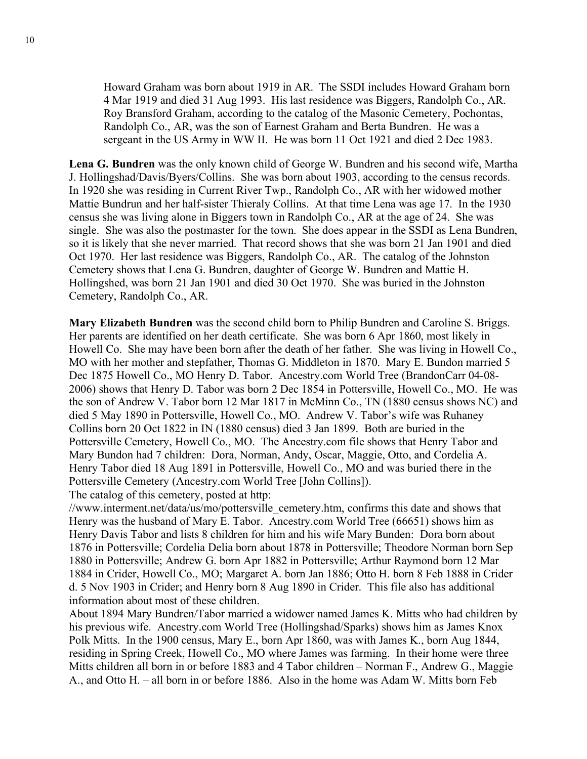Howard Graham was born about 1919 in AR. The SSDI includes Howard Graham born 4 Mar 1919 and died 31 Aug 1993. His last residence was Biggers, Randolph Co., AR. Roy Bransford Graham, according to the catalog of the Masonic Cemetery, Pochontas, Randolph Co., AR, was the son of Earnest Graham and Berta Bundren. He was a sergeant in the US Army in WW II. He was born 11 Oct 1921 and died 2 Dec 1983.

**Lena G. Bundren** was the only known child of George W. Bundren and his second wife, Martha J. Hollingshad/Davis/Byers/Collins. She was born about 1903, according to the census records. In 1920 she was residing in Current River Twp., Randolph Co., AR with her widowed mother Mattie Bundrun and her half-sister Thieraly Collins. At that time Lena was age 17. In the 1930 census she was living alone in Biggers town in Randolph Co., AR at the age of 24. She was single. She was also the postmaster for the town. She does appear in the SSDI as Lena Bundren, so it is likely that she never married. That record shows that she was born 21 Jan 1901 and died Oct 1970. Her last residence was Biggers, Randolph Co., AR. The catalog of the Johnston Cemetery shows that Lena G. Bundren, daughter of George W. Bundren and Mattie H. Hollingshed, was born 21 Jan 1901 and died 30 Oct 1970. She was buried in the Johnston Cemetery, Randolph Co., AR.

**Mary Elizabeth Bundren** was the second child born to Philip Bundren and Caroline S. Briggs. Her parents are identified on her death certificate. She was born 6 Apr 1860, most likely in Howell Co. She may have been born after the death of her father. She was living in Howell Co., MO with her mother and stepfather, Thomas G. Middleton in 1870. Mary E. Bundon married 5 Dec 1875 Howell Co., MO Henry D. Tabor. Ancestry.com World Tree (BrandonCarr 04-08-2006) shows that Henry D. Tabor was born 2 Dec 1854 in Pottersville, Howell Co., MO. He was the son of Andrew V. Tabor born 12 Mar 1817 in McMinn Co., TN (1880 census shows NC) and died 5 May 1890 in Pottersville, Howell Co., MO. Andrew V. Tabor's wife was Ruhaney Collins born 20 Oct 1822 in IN (1880 census) died 3 Jan 1899. Both are buried in the Pottersville Cemetery, Howell Co., MO. The Ancestry.com file shows that Henry Tabor and Mary Bundon had 7 children: Dora, Norman, Andy, Oscar, Maggie, Otto, and Cordelia A. Henry Tabor died 18 Aug 1891 in Pottersville, Howell Co., MO and was buried there in the Pottersville Cemetery (Ancestry.com World Tree [John Collins]).
The catalog of this cemetery, posted at http://www.interment.net/data/us/mo/pottersville_cemetery.htm, confirms this date and shows that Henry was the husband of Mary E. Tabor. Ancestry.com World Tree (66651) shows him as Henry Davis Tabor and lists 8 children for him and his wife Mary Bunden: Dora born about 1876 in Pottersville; Cordelia Delia born about 1878 in Pottersville; Theodore Norman born Sep 1880 in Pottersville; Andrew G. born Apr 1882 in Pottersville; Arthur Raymond born 12 Mar 1884 in Crider, Howell Co., MO; Margaret A. born Jan 1886; Otto H. born 8 Feb 1888 in Crider d. 5 Nov 1903 in Crider; and Henry born 8 Aug 1890 in Crider. This file also has additional information about most of these children.
About 1894 Mary Bundren/Tabor married a widower named James K. Mitts who had children by his previous wife. Ancestry.com World Tree (Hollingshad/Sparks) shows him as James Knox Polk Mitts. In the 1900 census, Mary E., born Apr 1860, was with James K., born Aug 1844, residing in Spring Creek, Howell Co., MO where James was farming. In their home were three Mitts children all born in or before 1883 and 4 Tabor children – Norman F., Andrew G., Maggie A., and Otto H. – all born in or before 1886. Also in the home was Adam W. Mitts born Feb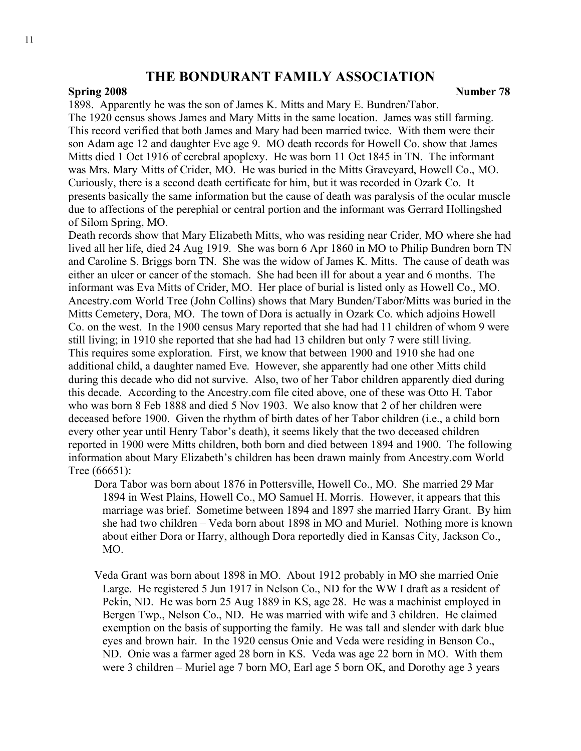# THE BONDURANT FAMILY ASSOCIATION

**Spring 2008** **Number 78**

1898. Apparently he was the son of James K. Mitts and Mary E. Bundren/Tabor.

The 1920 census shows James and Mary Mitts in the same location. James was still farming. This record verified that both James and Mary had been married twice. With them were their son Adam age 12 and daughter Eve age 9. MO death records for Howell Co. show that James Mitts died 1 Oct 1916 of cerebral apoplexy. He was born 11 Oct 1845 in TN. The informant was Mrs. Mary Mitts of Crider, MO. He was buried in the Mitts Graveyard, Howell Co., MO. Curiously, there is a second death certificate for him, but it was recorded in Ozark Co. It presents basically the same information but the cause of death was paralysis of the ocular muscle due to affections of the perephial or central portion and the informant was Gerrard Hollingshed of Silom Spring, MO.

Death records show that Mary Elizabeth Mitts, who was residing near Crider, MO where she had lived all her life, died 24 Aug 1919. She was born 6 Apr 1860 in MO to Philip Bundren born TN and Caroline S. Briggs born TN. She was the widow of James K. Mitts. The cause of death was either an ulcer or cancer of the stomach. She had been ill for about a year and 6 months. The informant was Eva Mitts of Crider, MO. Her place of burial is listed only as Howell Co., MO. Ancestry.com World Tree (John Collins) shows that Mary Bunden/Tabor/Mitts was buried in the Mitts Cemetery, Dora, MO. The town of Dora is actually in Ozark Co. which adjoins Howell Co. on the west. In the 1900 census Mary reported that she had had 11 children of whom 9 were still living; in 1910 she reported that she had had 13 children but only 7 were still living. This requires some exploration. First, we know that between 1900 and 1910 she had one additional child, a daughter named Eve. However, she apparently had one other Mitts child during this decade who did not survive. Also, two of her Tabor children apparently died during this decade. According to the Ancestry.com file cited above, one of these was Otto H. Tabor who was born 8 Feb 1888 and died 5 Nov 1903. We also know that 2 of her children were deceased before 1900. Given the rhythm of birth dates of her Tabor children (i.e., a child born every other year until Henry Tabor's death), it seems likely that the two deceased children reported in 1900 were Mitts children, both born and died between 1894 and 1900. The following information about Mary Elizabeth's children has been drawn mainly from Ancestry.com World Tree (66651):

Dora Tabor was born about 1876 in Pottersville, Howell Co., MO. She married 29 Mar 1894 in West Plains, Howell Co., MO Samuel H. Morris. However, it appears that this marriage was brief. Sometime between 1894 and 1897 she married Harry Grant. By him she had two children – Veda born about 1898 in MO and Muriel. Nothing more is known about either Dora or Harry, although Dora reportedly died in Kansas City, Jackson Co., MO.

Veda Grant was born about 1898 in MO. About 1912 probably in MO she married Onie Large. He registered 5 Jun 1917 in Nelson Co., ND for the WW I draft as a resident of Pekin, ND. He was born 25 Aug 1889 in KS, age 28. He was a machinist employed in Bergen Twp., Nelson Co., ND. He was married with wife and 3 children. He claimed exemption on the basis of supporting the family. He was tall and slender with dark blue eyes and brown hair. In the 1920 census Onie and Veda were residing in Benson Co., ND. Onie was a farmer aged 28 born in KS. Veda was age 22 born in MO. With them were 3 children – Muriel age 7 born MO, Earl age 5 born OK, and Dorothy age 3 years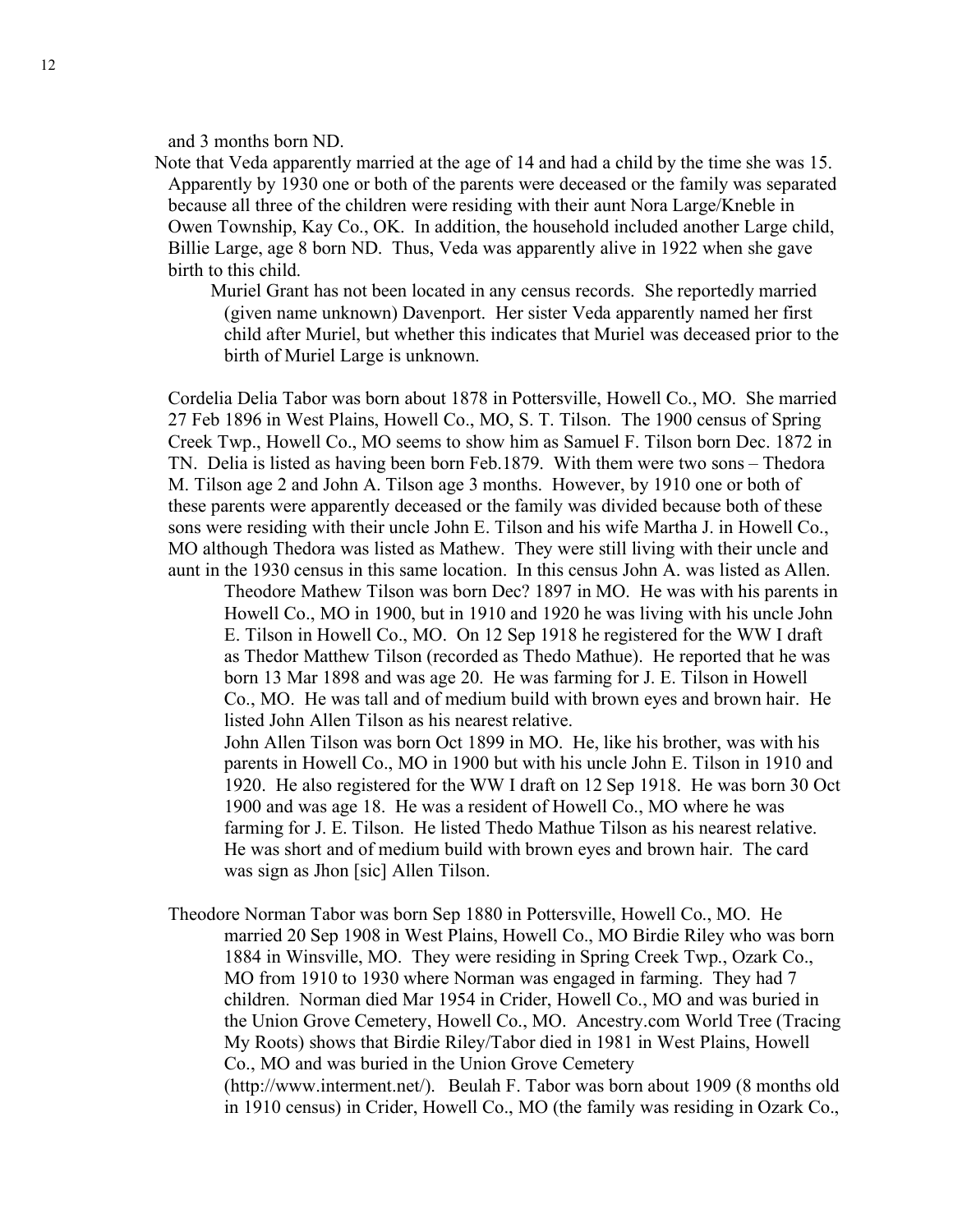and 3 months born ND.

Note that Veda apparently married at the age of 14 and had a child by the time she was 15. Apparently by 1930 one or both of the parents were deceased or the family was separated because all three of the children were residing with their aunt Nora Large/Kneble in Owen Township, Kay Co., OK. In addition, the household included another Large child, Billie Large, age 8 born ND. Thus, Veda was apparently alive in 1922 when she gave birth to this child.

Muriel Grant has not been located in any census records. She reportedly married (given name unknown) Davenport. Her sister Veda apparently named her first child after Muriel, but whether this indicates that Muriel was deceased prior to the birth of Muriel Large is unknown.

Cordelia Delia Tabor was born about 1878 in Pottersville, Howell Co., MO. She married 27 Feb 1896 in West Plains, Howell Co., MO, S. T. Tilson. The 1900 census of Spring Creek Twp., Howell Co., MO seems to show him as Samuel F. Tilson born Dec. 1872 in TN. Delia is listed as having been born Feb.1879. With them were two sons – Thedora M. Tilson age 2 and John A. Tilson age 3 months. However, by 1910 one or both of these parents were apparently deceased or the family was divided because both of these sons were residing with their uncle John E. Tilson and his wife Martha J. in Howell Co., MO although Thedora was listed as Mathew. They were still living with their uncle and aunt in the 1930 census in this same location. In this census John A. was listed as Allen.

Theodore Mathew Tilson was born Dec? 1897 in MO. He was with his parents in Howell Co., MO in 1900, but in 1910 and 1920 he was living with his uncle John E. Tilson in Howell Co., MO. On 12 Sep 1918 he registered for the WW I draft as Thedor Matthew Tilson (recorded as Thedo Mathue). He reported that he was born 13 Mar 1898 and was age 20. He was farming for J. E. Tilson in Howell Co., MO. He was tall and of medium build with brown eyes and brown hair. He listed John Allen Tilson as his nearest relative.

John Allen Tilson was born Oct 1899 in MO. He, like his brother, was with his parents in Howell Co., MO in 1900 but with his uncle John E. Tilson in 1910 and 1920. He also registered for the WW I draft on 12 Sep 1918. He was born 30 Oct 1900 and was age 18. He was a resident of Howell Co., MO where he was farming for J. E. Tilson. He listed Thedo Mathue Tilson as his nearest relative. He was short and of medium build with brown eyes and brown hair. The card was sign as Jhon [sic] Allen Tilson.

Theodore Norman Tabor was born Sep 1880 in Pottersville, Howell Co., MO. He married 20 Sep 1908 in West Plains, Howell Co., MO Birdie Riley who was born 1884 in Winsville, MO. They were residing in Spring Creek Twp., Ozark Co., MO from 1910 to 1930 where Norman was engaged in farming. They had 7 children. Norman died Mar 1954 in Crider, Howell Co., MO and was buried in the Union Grove Cemetery, Howell Co., MO. Ancestry.com World Tree (Tracing My Roots) shows that Birdie Riley/Tabor died in 1981 in West Plains, Howell Co., MO and was buried in the Union Grove Cemetery (http://www.interment.net/). Beulah F. Tabor was born about 1909 (8 months old in 1910 census) in Crider, Howell Co., MO (the family was residing in Ozark Co.,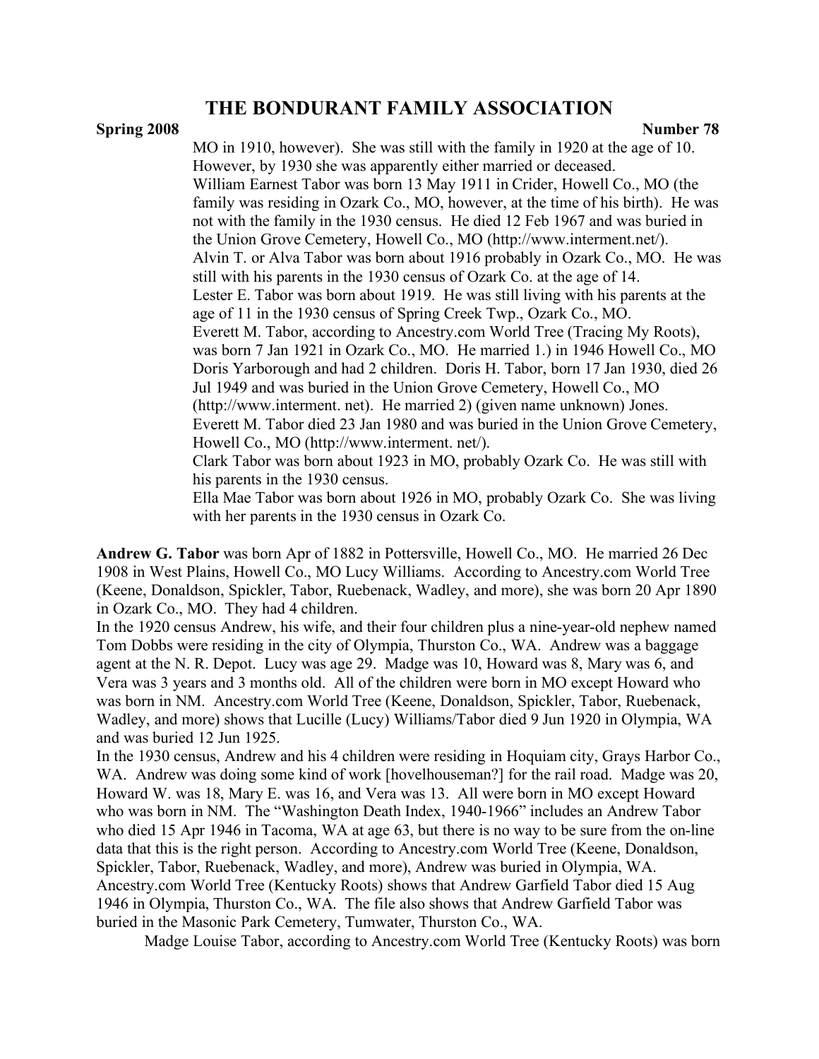MO in 1910, however). She was still with the family in 1920 at the age of 10. However, by 1930 she was apparently either married or deceased.

William Earnest Tabor was born 13 May 1911 in Crider, Howell Co., MO (the family was residing in Ozark Co., MO, however, at the time of his birth). He was not with the family in the 1930 census. He died 12 Feb 1967 and was buried in the Union Grove Cemetery, Howell Co., MO (http://www.interment.net/).

Alvin T. or Alva Tabor was born about 1916 probably in Ozark Co., MO. He was still with his parents in the 1930 census of Ozark Co. at the age of 14.

Lester E. Tabor was born about 1919. He was still living with his parents at the age of 11 in the 1930 census of Spring Creek Twp., Ozark Co., MO.

Everett M. Tabor, according to Ancestry.com World Tree (Tracing My Roots), was born 7 Jan 1921 in Ozark Co., MO. He married 1.) in 1946 Howell Co., MO Doris Yarborough and had 2 children. Doris H. Tabor, born 17 Jan 1930, died 26 Jul 1949 and was buried in the Union Grove Cemetery, Howell Co., MO (http://www.interment. net). He married 2) (given name unknown) Jones. Everett M. Tabor died 23 Jan 1980 and was buried in the Union Grove Cemetery, Howell Co., MO (http://www.interment. net/).

Clark Tabor was born about 1923 in MO, probably Ozark Co. He was still with his parents in the 1930 census.

Ella Mae Tabor was born about 1926 in MO, probably Ozark Co. She was living with her parents in the 1930 census in Ozark Co.

**Andrew G. Tabor** was born Apr of 1882 in Pottersville, Howell Co., MO. He married 26 Dec 1908 in West Plains, Howell Co., MO Lucy Williams. According to Ancestry.com World Tree (Keene, Donaldson, Spickler, Tabor, Ruebenack, Wadley, and more), she was born 20 Apr 1890 in Ozark Co., MO. They had 4 children.

In the 1920 census Andrew, his wife, and their four children plus a nine-year-old nephew named Tom Dobbs were residing in the city of Olympia, Thurston Co., WA. Andrew was a baggage agent at the N. R. Depot. Lucy was age 29. Madge was 10, Howard was 8, Mary was 6, and Vera was 3 years and 3 months old. All of the children were born in MO except Howard who was born in NM. Ancestry.com World Tree (Keene, Donaldson, Spickler, Tabor, Ruebenack, Wadley, and more) shows that Lucille (Lucy) Williams/Tabor died 9 Jun 1920 in Olympia, WA and was buried 12 Jun 1925.

In the 1930 census, Andrew and his 4 children were residing in Hoquiam city, Grays Harbor Co., WA. Andrew was doing some kind of work [hovelhouseman?] for the rail road. Madge was 20, Howard W. was 18, Mary E. was 16, and Vera was 13. All were born in MO except Howard who was born in NM. The "Washington Death Index, 1940-1966" includes an Andrew Tabor who died 15 Apr 1946 in Tacoma, WA at age 63, but there is no way to be sure from the on-line data that this is the right person. According to Ancestry.com World Tree (Keene, Donaldson, Spickler, Tabor, Ruebenack, Wadley, and more), Andrew was buried in Olympia, WA. Ancestry.com World Tree (Kentucky Roots) shows that Andrew Garfield Tabor died 15 Aug 1946 in Olympia, Thurston Co., WA. The file also shows that Andrew Garfield Tabor was buried in the Masonic Park Cemetery, Tumwater, Thurston Co., WA.

Madge Louise Tabor, according to Ancestry.com World Tree (Kentucky Roots) was born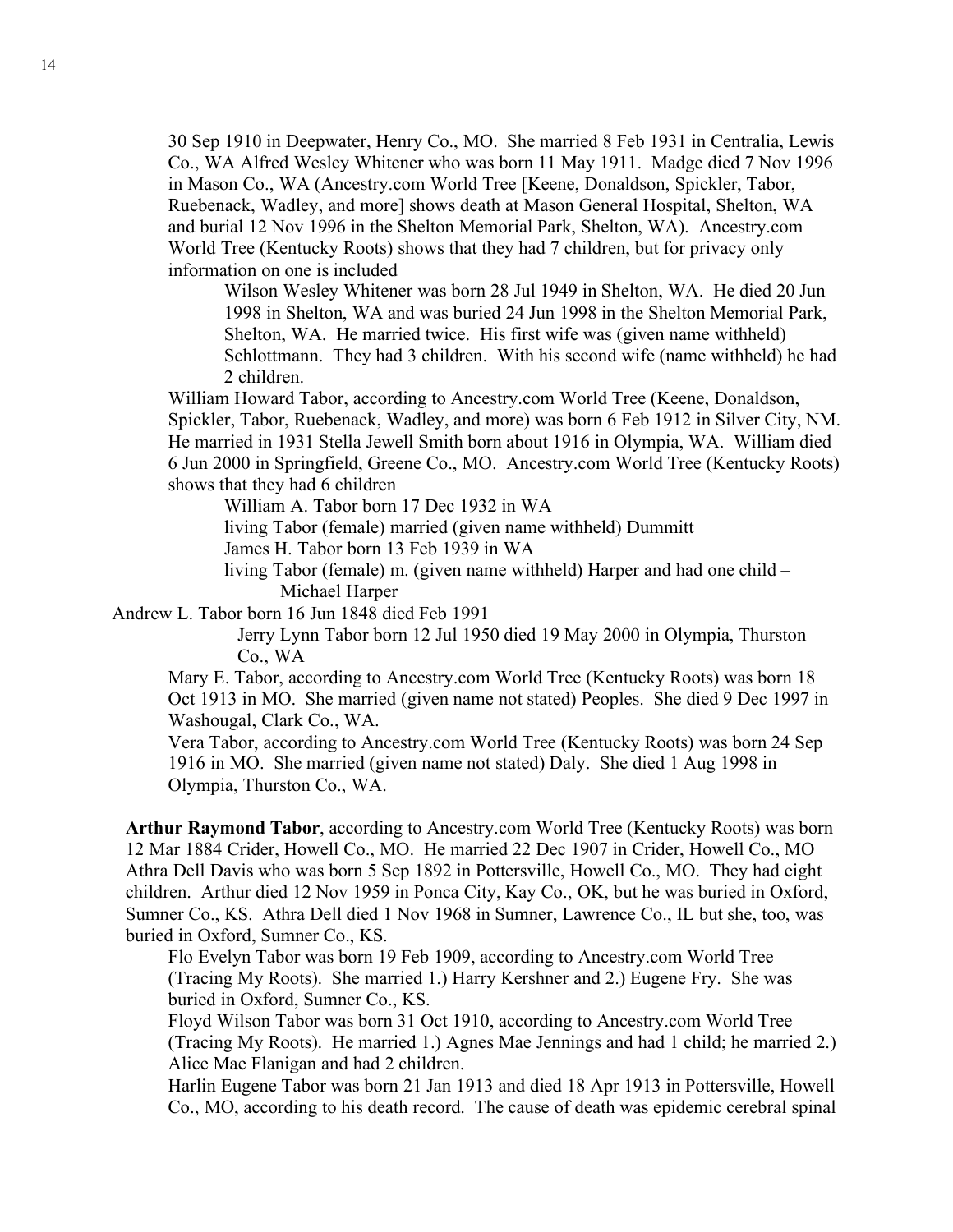30 Sep 1910 in Deepwater, Henry Co., MO. She married 8 Feb 1931 in Centralia, Lewis Co., WA Alfred Wesley Whitener who was born 11 May 1911. Madge died 7 Nov 1996 in Mason Co., WA (Ancestry.com World Tree [Keene, Donaldson, Spickler, Tabor, Ruebenack, Wadley, and more] shows death at Mason General Hospital, Shelton, WA and burial 12 Nov 1996 in the Shelton Memorial Park, Shelton, WA). Ancestry.com World Tree (Kentucky Roots) shows that they had 7 children, but for privacy only information on one is included

Wilson Wesley Whitener was born 28 Jul 1949 in Shelton, WA. He died 20 Jun 1998 in Shelton, WA and was buried 24 Jun 1998 in the Shelton Memorial Park, Shelton, WA. He married twice. His first wife was (given name withheld) Schlottmann. They had 3 children. With his second wife (name withheld) he had 2 children.

William Howard Tabor, according to Ancestry.com World Tree (Keene, Donaldson, Spickler, Tabor, Ruebenack, Wadley, and more) was born 6 Feb 1912 in Silver City, NM. He married in 1931 Stella Jewell Smith born about 1916 in Olympia, WA. William died 6 Jun 2000 in Springfield, Greene Co., MO. Ancestry.com World Tree (Kentucky Roots) shows that they had 6 children

William A. Tabor born 17 Dec 1932 in WA

living Tabor (female) married (given name withheld) Dummitt

James H. Tabor born 13 Feb 1939 in WA

living Tabor (female) m. (given name withheld) Harper and had one child – Michael Harper

Andrew L. Tabor born 16 Jun 1848 died Feb 1991

Jerry Lynn Tabor born 12 Jul 1950 died 19 May 2000 in Olympia, Thurston Co., WA

Mary E. Tabor, according to Ancestry.com World Tree (Kentucky Roots) was born 18 Oct 1913 in MO. She married (given name not stated) Peoples. She died 9 Dec 1997 in Washougal, Clark Co., WA.

Vera Tabor, according to Ancestry.com World Tree (Kentucky Roots) was born 24 Sep 1916 in MO. She married (given name not stated) Daly. She died 1 Aug 1998 in Olympia, Thurston Co., WA.

**Arthur Raymond Tabor**, according to Ancestry.com World Tree (Kentucky Roots) was born 12 Mar 1884 Crider, Howell Co., MO. He married 22 Dec 1907 in Crider, Howell Co., MO Athra Dell Davis who was born 5 Sep 1892 in Pottersville, Howell Co., MO. They had eight children. Arthur died 12 Nov 1959 in Ponca City, Kay Co., OK, but he was buried in Oxford, Sumner Co., KS. Athra Dell died 1 Nov 1968 in Sumner, Lawrence Co., IL but she, too, was buried in Oxford, Sumner Co., KS.

Flo Evelyn Tabor was born 19 Feb 1909, according to Ancestry.com World Tree (Tracing My Roots). She married 1.) Harry Kershner and 2.) Eugene Fry. She was buried in Oxford, Sumner Co., KS.

Floyd Wilson Tabor was born 31 Oct 1910, according to Ancestry.com World Tree (Tracing My Roots). He married 1.) Agnes Mae Jennings and had 1 child; he married 2.) Alice Mae Flanigan and had 2 children.

Harlin Eugene Tabor was born 21 Jan 1913 and died 18 Apr 1913 in Pottersville, Howell Co., MO, according to his death record. The cause of death was epidemic cerebral spinal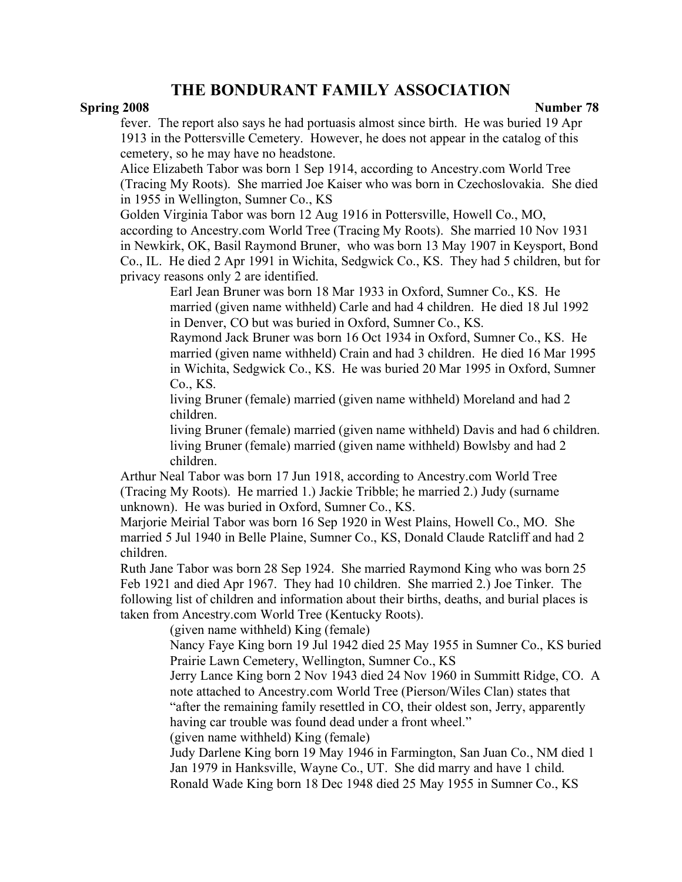fever. The report also says he had portuasis almost since birth. He was buried 19 Apr 1913 in the Pottersville Cemetery. However, he does not appear in the catalog of this cemetery, so he may have no headstone.

Alice Elizabeth Tabor was born 1 Sep 1914, according to Ancestry.com World Tree (Tracing My Roots). She married Joe Kaiser who was born in Czechoslovakia. She died in 1955 in Wellington, Sumner Co., KS

Golden Virginia Tabor was born 12 Aug 1916 in Pottersville, Howell Co., MO, according to Ancestry.com World Tree (Tracing My Roots). She married 10 Nov 1931 in Newkirk, OK, Basil Raymond Bruner, who was born 13 May 1907 in Keysport, Bond Co., IL. He died 2 Apr 1991 in Wichita, Sedgwick Co., KS. They had 5 children, but for privacy reasons only 2 are identified.

> Earl Jean Bruner was born 18 Mar 1933 in Oxford, Sumner Co., KS. He married (given name withheld) Carle and had 4 children. He died 18 Jul 1992 in Denver, CO but was buried in Oxford, Sumner Co., KS.
>
> Raymond Jack Bruner was born 16 Oct 1934 in Oxford, Sumner Co., KS. He married (given name withheld) Crain and had 3 children. He died 16 Mar 1995 in Wichita, Sedgwick Co., KS. He was buried 20 Mar 1995 in Oxford, Sumner Co., KS.
>
> living Bruner (female) married (given name withheld) Moreland and had 2 children.
>
> living Bruner (female) married (given name withheld) Davis and had 6 children.
>
> living Bruner (female) married (given name withheld) Bowlsby and had 2 children.

Arthur Neal Tabor was born 17 Jun 1918, according to Ancestry.com World Tree (Tracing My Roots). He married 1.) Jackie Tribble; he married 2.) Judy (surname unknown). He was buried in Oxford, Sumner Co., KS.

Marjorie Meirial Tabor was born 16 Sep 1920 in West Plains, Howell Co., MO. She married 5 Jul 1940 in Belle Plaine, Sumner Co., KS, Donald Claude Ratcliff and had 2 children.

Ruth Jane Tabor was born 28 Sep 1924. She married Raymond King who was born 25 Feb 1921 and died Apr 1967. They had 10 children. She married 2.) Joe Tinker. The following list of children and information about their births, deaths, and burial places is taken from Ancestry.com World Tree (Kentucky Roots).

> (given name withheld) King (female)
>
> Nancy Faye King born 19 Jul 1942 died 25 May 1955 in Sumner Co., KS buried Prairie Lawn Cemetery, Wellington, Sumner Co., KS
>
> Jerry Lance King born 2 Nov 1943 died 24 Nov 1960 in Summitt Ridge, CO. A note attached to Ancestry.com World Tree (Pierson/Wiles Clan) states that "after the remaining family resettled in CO, their oldest son, Jerry, apparently having car trouble was found dead under a front wheel."
>
> (given name withheld) King (female)
>
> Judy Darlene King born 19 May 1946 in Farmington, San Juan Co., NM died 1 Jan 1979 in Hanksville, Wayne Co., UT. She did marry and have 1 child.
>
> Ronald Wade King born 18 Dec 1948 died 25 May 1955 in Sumner Co., KS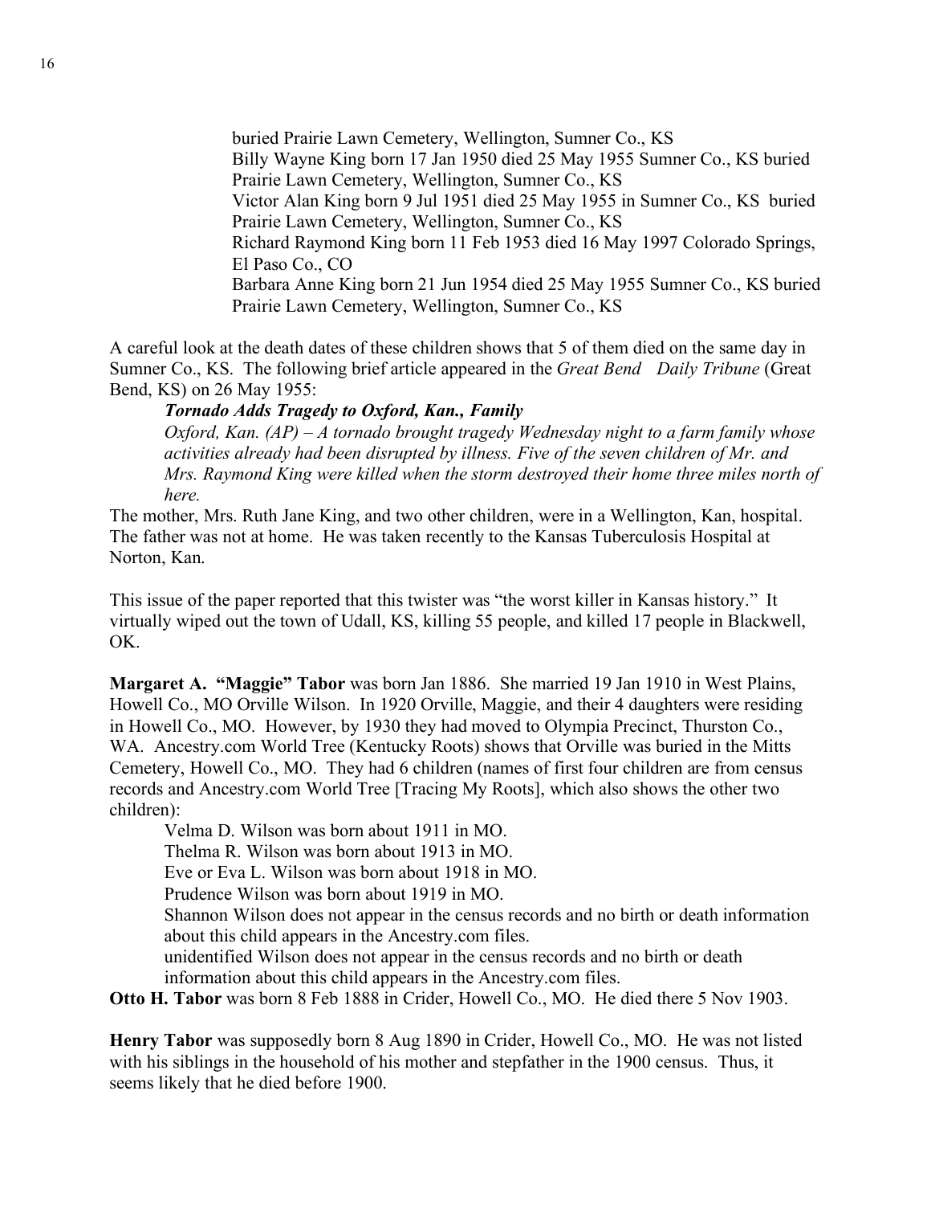buried Prairie Lawn Cemetery, Wellington, Sumner Co., KS
Billy Wayne King born 17 Jan 1950 died 25 May 1955 Sumner Co., KS buried Prairie Lawn Cemetery, Wellington, Sumner Co., KS
Victor Alan King born 9 Jul 1951 died 25 May 1955 in Sumner Co., KS buried Prairie Lawn Cemetery, Wellington, Sumner Co., KS
Richard Raymond King born 11 Feb 1953 died 16 May 1997 Colorado Springs, El Paso Co., CO
Barbara Anne King born 21 Jun 1954 died 25 May 1955 Sumner Co., KS buried Prairie Lawn Cemetery, Wellington, Sumner Co., KS

A careful look at the death dates of these children shows that 5 of them died on the same day in Sumner Co., KS. The following brief article appeared in the *Great Bend Daily Tribune* (Great Bend, KS) on 26 May 1955:

***Tornado Adds Tragedy to Oxford, Kan., Family***

*Oxford, Kan. (AP) – A tornado brought tragedy Wednesday night to a farm family whose activities already had been disrupted by illness. Five of the seven children of Mr. and Mrs. Raymond King were killed when the storm destroyed their home three miles north of here.*

The mother, Mrs. Ruth Jane King, and two other children, were in a Wellington, Kan, hospital. The father was not at home. He was taken recently to the Kansas Tuberculosis Hospital at Norton, Kan.

This issue of the paper reported that this twister was "the worst killer in Kansas history." It virtually wiped out the town of Udall, KS, killing 55 people, and killed 17 people in Blackwell, OK.

**Margaret A. "Maggie" Tabor** was born Jan 1886. She married 19 Jan 1910 in West Plains, Howell Co., MO Orville Wilson. In 1920 Orville, Maggie, and their 4 daughters were residing in Howell Co., MO. However, by 1930 they had moved to Olympia Precinct, Thurston Co., WA. Ancestry.com World Tree (Kentucky Roots) shows that Orville was buried in the Mitts Cemetery, Howell Co., MO. They had 6 children (names of first four children are from census records and Ancestry.com World Tree [Tracing My Roots], which also shows the other two children):

Velma D. Wilson was born about 1911 in MO.
Thelma R. Wilson was born about 1913 in MO.
Eve or Eva L. Wilson was born about 1918 in MO.
Prudence Wilson was born about 1919 in MO.
Shannon Wilson does not appear in the census records and no birth or death information about this child appears in the Ancestry.com files.
unidentified Wilson does not appear in the census records and no birth or death information about this child appears in the Ancestry.com files.

**Otto H. Tabor** was born 8 Feb 1888 in Crider, Howell Co., MO. He died there 5 Nov 1903.

**Henry Tabor** was supposedly born 8 Aug 1890 in Crider, Howell Co., MO. He was not listed with his siblings in the household of his mother and stepfather in the 1900 census. Thus, it seems likely that he died before 1900.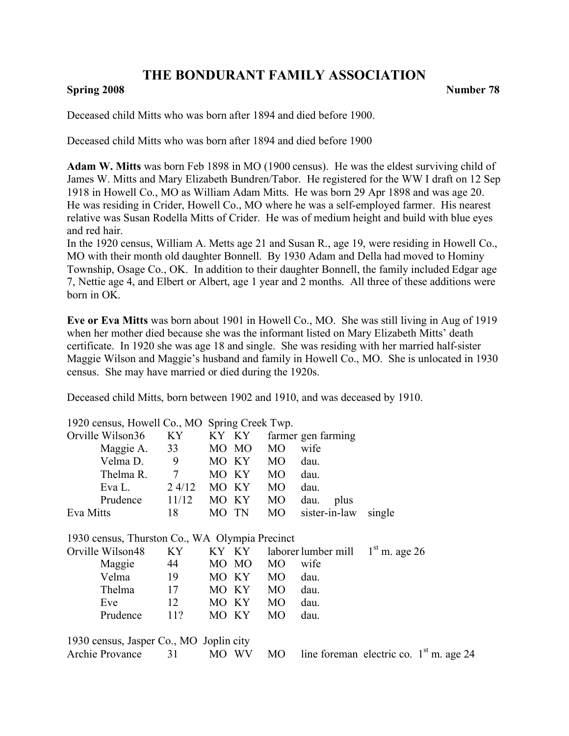# THE BONDURANT FAMILY ASSOCIATION

**Spring 2008** **Number 78**

Deceased child Mitts who was born after 1894 and died before 1900.

Deceased child Mitts who was born after 1894 and died before 1900

**Adam W. Mitts** was born Feb 1898 in MO (1900 census). He was the eldest surviving child of James W. Mitts and Mary Elizabeth Bundren/Tabor. He registered for the WW I draft on 12 Sep 1918 in Howell Co., MO as William Adam Mitts. He was born 29 Apr 1898 and was age 20. He was residing in Crider, Howell Co., MO where he was a self-employed farmer. His nearest relative was Susan Rodella Mitts of Crider. He was of medium height and build with blue eyes and red hair.

In the 1920 census, William A. Metts age 21 and Susan R., age 19, were residing in Howell Co., MO with their month old daughter Bonnell. By 1930 Adam and Della had moved to Hominy Township, Osage Co., OK. In addition to their daughter Bonnell, the family included Edgar age 7, Nettie age 4, and Elbert or Albert, age 1 year and 2 months. All three of these additions were born in OK.

**Eve or Eva Mitts** was born about 1901 in Howell Co., MO. She was still living in Aug of 1919 when her mother died because she was the informant listed on Mary Elizabeth Mitts' death certificate. In 1920 she was age 18 and single. She was residing with her married half-sister Maggie Wilson and Maggie's husband and family in Howell Co., MO. She is unlocated in 1930 census. She may have married or died during the 1920s.

Deceased child Mitts, born between 1902 and 1910, and was deceased by 1910.

1920 census, Howell Co., MO Spring Creek Twp.

| | | | | | | |
|---|---|---|---|---|---|---|
| Orville Wilson | 36 | KY | KY | KY | farmer gen farming | |
| Maggie A. | 33 | MO | MO | MO | wife | |
| Velma D. | 9 | MO | KY | MO | dau. | |
| Thelma R. | 7 | MO | KY | MO | dau. | |
| Eva L. | 2 4/12 | MO | KY | MO | dau. | |
| Prudence | 11/12 | MO | KY | MO | dau. plus | |
| Eva Mitts | 18 | MO | TN | MO | sister-in-law | single |

1930 census, Thurston Co., WA Olympia Precinct

| | | | | | | |
|---|---|---|---|---|---|---|
| Orville Wilson | 48 | KY | KY | KY | laborer lumber mill | 1st m. age 26 |
| Maggie | 44 | MO | MO | MO | wife | |
| Velma | 19 | MO | KY | MO | dau. | |
| Thelma | 17 | MO | KY | MO | dau. | |
| Eve | 12 | MO | KY | MO | dau. | |
| Prudence | 11? | MO | KY | MO | dau. | |

1930 census, Jasper Co., MO Joplin city

| | | | | | | |
|---|---|---|---|---|---|---|
| Archie Provance | 31 | MO | WV | MO | line foreman electric co. | 1st m. age 24 |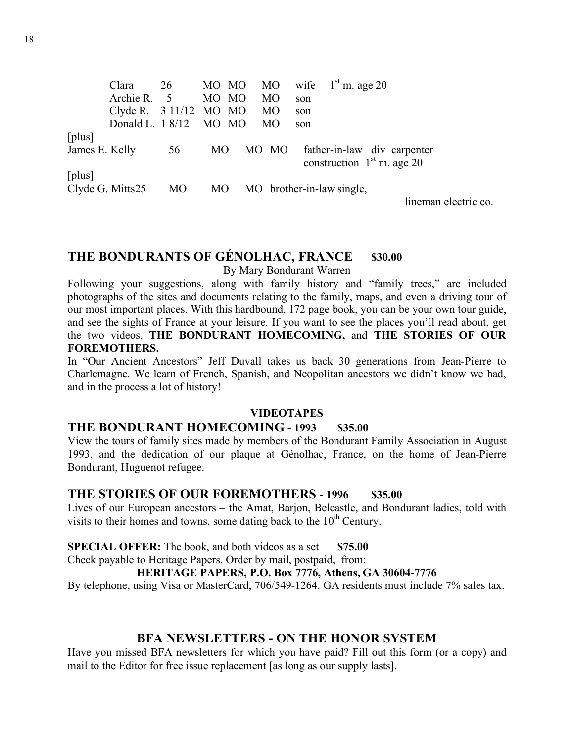| | | | | | | |
|---|---|---|---|---|---|---|
| Clara | 26 | MO | MO | MO | wife | 1st m. age 20 |
| Archie R. | 5 | MO | MO | MO | son | |
| Clyde R. | 3 11/12 | MO | MO | MO | son | |
| Donald L. | 1 8/12 | MO | MO | MO | son | |

[plus]
James E. Kelly 56 MO MO MO father-in-law div carpenter construction 1st m. age 20

[plus]
Clyde G. Mitts25 MO MO MO brother-in-law single, lineman electric co.

## THE BONDURANTS OF GÉNOLHAC, FRANCE **$30.00**

By Mary Bondurant Warren

Following your suggestions, along with family history and "family trees," are included photographs of the sites and documents relating to the family, maps, and even a driving tour of our most important places. With this hardbound, 172 page book, you can be your own tour guide, and see the sights of France at your leisure. If you want to see the places you'll read about, get the two videos, **THE BONDURANT HOMECOMING,** and **THE STORIES OF OUR FOREMOTHERS.**

In "Our Ancient Ancestors" Jeff Duvall takes us back 30 generations from Jean-Pierre to Charlemagne. We learn of French, Spanish, and Neopolitan ancestors we didn't know we had, and in the process a lot of history!

**VIDEOTAPES**

## THE BONDURANT HOMECOMING - 1993 **$35.00**

View the tours of family sites made by members of the Bondurant Family Association in August 1993, and the dedication of our plaque at Génolhac, France, on the home of Jean-Pierre Bondurant, Huguenot refugee.

## THE STORIES OF OUR FOREMOTHERS - 1996 **$35.00**

Lives of our European ancestors – the Amat, Barjon, Belcastle, and Bondurant ladies, told with visits to their homes and towns, some dating back to the 10th Century.

**SPECIAL OFFER:** The book, and both videos as a set **$75.00**
Check payable to Heritage Papers. Order by mail, postpaid, from:

**HERITAGE PAPERS, P.O. Box 7776, Athens, GA 30604-7776**

By telephone, using Visa or MasterCard, 706/549-1264. GA residents must include 7% sales tax.

## BFA NEWSLETTERS - ON THE HONOR SYSTEM

Have you missed BFA newsletters for which you have paid? Fill out this form (or a copy) and mail to the Editor for free issue replacement [as long as our supply lasts].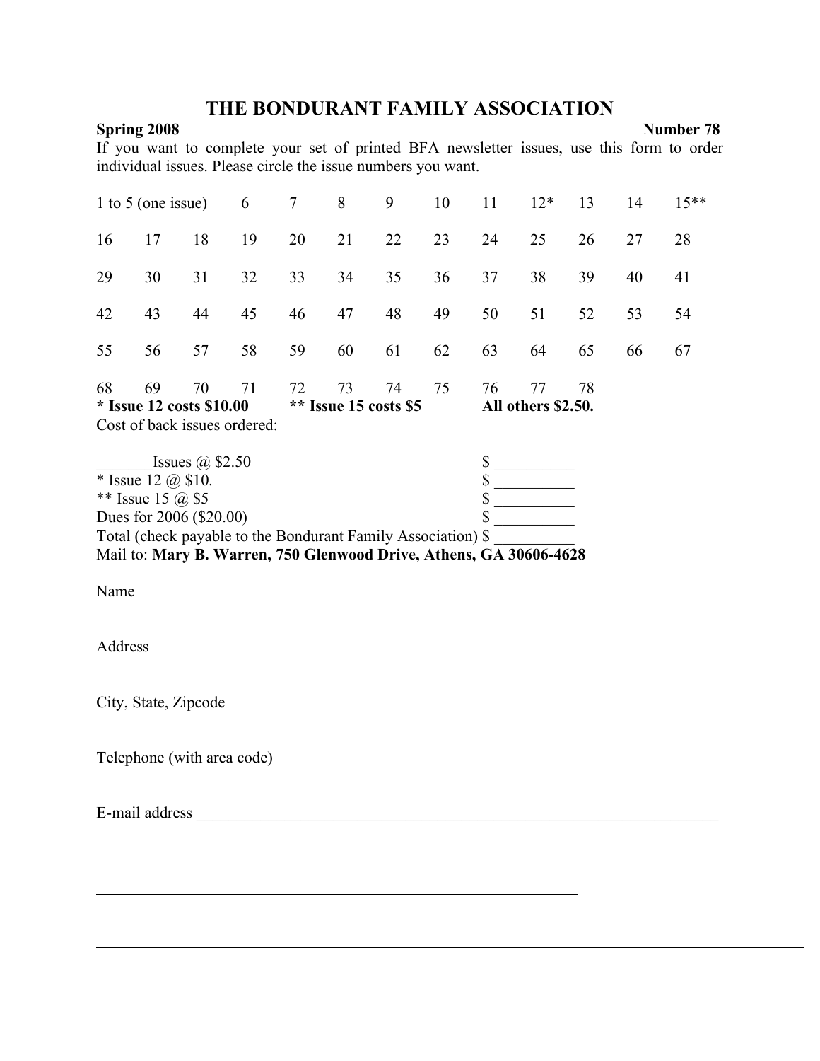# THE BONDURANT FAMILY ASSOCIATION

**Spring 2008** **Number 78**

If you want to complete your set of printed BFA newsletter issues, use this form to order individual issues. Please circle the issue numbers you want.

| | | | | | | | | | | | | |
|---|---|---|---|---|---|---|---|---|---|---|---|---|
| 1 to 5 (one issue) | | 6 | 7 | 8 | 9 | 10 | 11 | 12* | 13 | 14 | 15** | |
| 16 | 17 | 18 | 19 | 20 | 21 | 22 | 23 | 24 | 25 | 26 | 27 | 28 |
| 29 | 30 | 31 | 32 | 33 | 34 | 35 | 36 | 37 | 38 | 39 | 40 | 41 |
| 42 | 43 | 44 | 45 | 46 | 47 | 48 | 49 | 50 | 51 | 52 | 53 | 54 |
| 55 | 56 | 57 | 58 | 59 | 60 | 61 | 62 | 63 | 64 | 65 | 66 | 67 |
| 68 | 69 | 70 | 71 | 72 | 73 | 74 | 75 | 76 | 77 | 78 | | |

**\* Issue 12 costs $10.00** **\*\* Issue 15 costs $5** **All others $2.50.**

Cost of back issues ordered:

_______Issues @ $2.50 $ __________

* Issue 12 @ $10. $ __________

** Issue 15 @ $5 $ __________

Dues for 2006 ($20.00) $ __________

Total (check payable to the Bondurant Family Association) $ __________

Mail to: **Mary B. Warren, 750 Glenwood Drive, Athens, GA 30606-4628**

Name

Address

City, State, Zipcode

Telephone (with area code)

E-mail address ________________________________________________________________

_______________________________________________________________